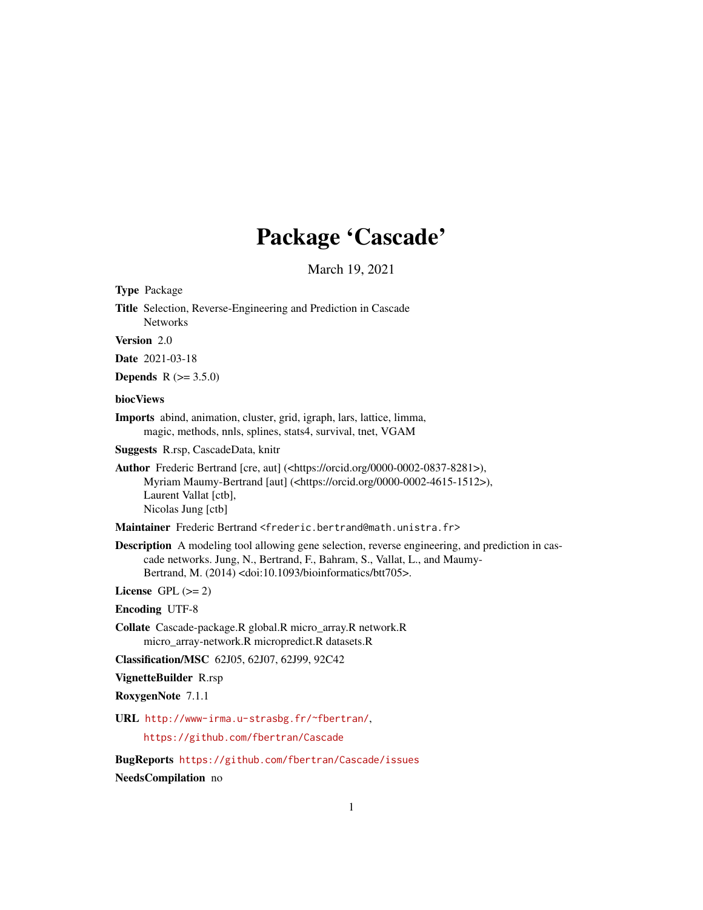# Package 'Cascade'

March 19, 2021

**Type** Package

**Title** Selection, Reverse-Engineering and Prediction in Cascade Networks

**Version** 2.0

**Date** 2021-03-18

**Depends** R (>= 3.5.0)

**biocViews**

**Imports** abind, animation, cluster, grid, igraph, lars, lattice, limma, magic, methods, nnls, splines, stats4, survival, tnet, VGAM

**Suggests** R.rsp, CascadeData, knitr

**Author** Frederic Bertrand [cre, aut] (<https://orcid.org/0000-0002-0837-8281>), Myriam Maumy-Bertrand [aut] (<https://orcid.org/0000-0002-4615-1512>), Laurent Vallat [ctb], Nicolas Jung [ctb]

**Maintainer** Frederic Bertrand <frederic.bertrand@math.unistra.fr>

**Description** A modeling tool allowing gene selection, reverse engineering, and prediction in cascade networks. Jung, N., Bertrand, F., Bahram, S., Vallat, L., and Maumy-Bertrand, M. (2014) <doi:10.1093/bioinformatics/btt705>.

**License** GPL (>= 2)

**Encoding** UTF-8

**Collate** Cascade-package.R global.R micro_array.R network.R micro_array-network.R micropredict.R datasets.R

**Classification/MSC** 62J05, 62J07, 62J99, 92C42

**VignetteBuilder** R.rsp

**RoxygenNote** 7.1.1

**URL** http://www-irma.u-strasbg.fr/~fbertran/, https://github.com/fbertran/Cascade

**BugReports** https://github.com/fbertran/Cascade/issues

**NeedsCompilation** no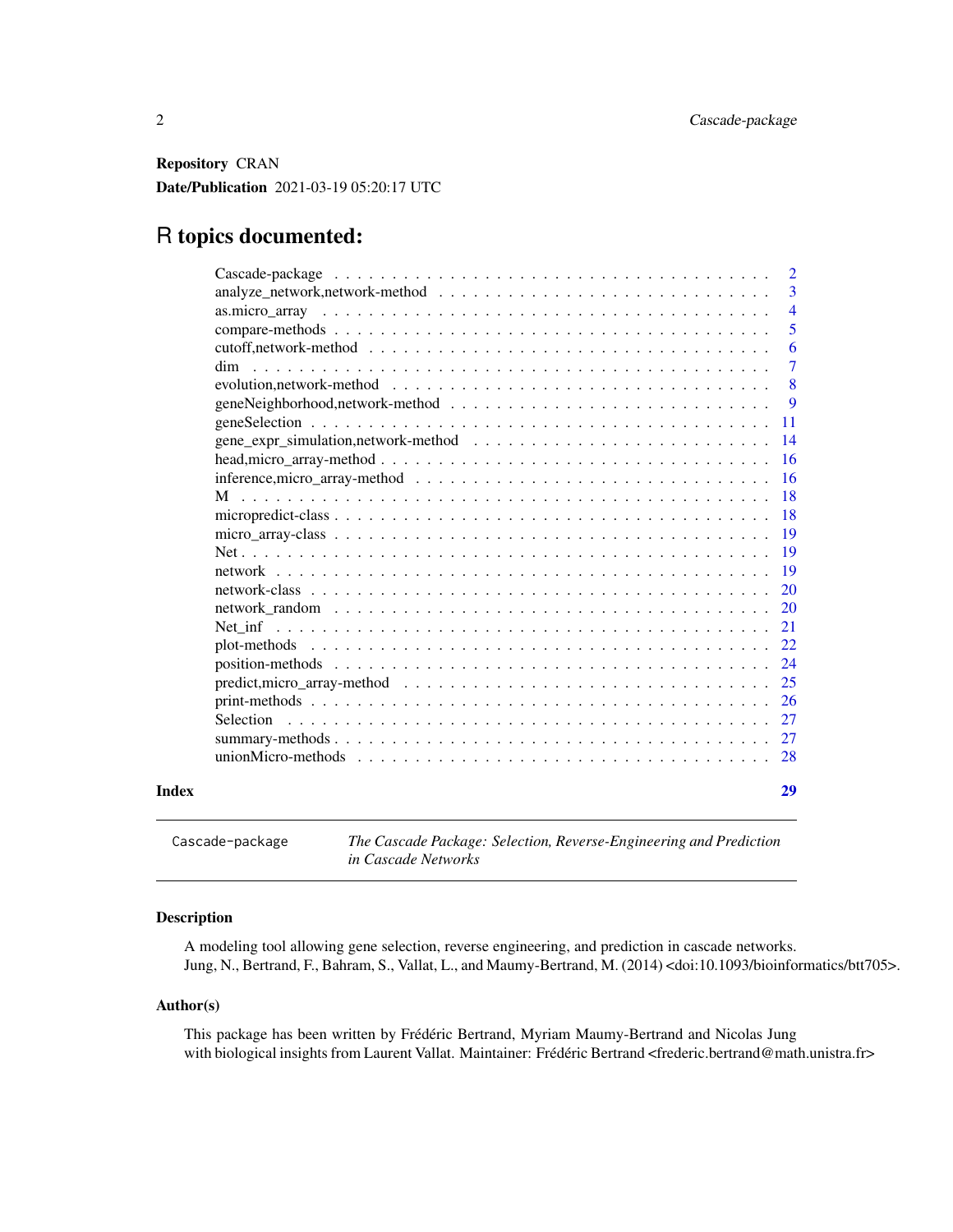**Repository** CRAN

**Date/Publication** 2021-03-19 05:20:17 UTC

# R topics documented:

| | |
|---|---|
| Cascade-package | 2 |
| analyze_network,network-method | 3 |
| as.micro_array | 4 |
| compare-methods | 5 |
| cutoff,network-method | 6 |
| dim | 7 |
| evolution,network-method | 8 |
| geneNeighborhood,network-method | 9 |
| geneSelection | 11 |
| gene_expr_simulation,network-method | 14 |
| head,micro_array-method | 16 |
| inference,micro_array-method | 16 |
| M | 18 |
| micropredict-class | 18 |
| micro_array-class | 19 |
| Net | 19 |
| network | 19 |
| network-class | 20 |
| network_random | 20 |
| Net_inf | 21 |
| plot-methods | 22 |
| position-methods | 24 |
| predict,micro_array-method | 25 |
| print-methods | 26 |
| Selection | 27 |
| summary-methods | 27 |
| unionMicro-methods | 28 |
| **Index** | **29** |

---

Cascade-package — *The Cascade Package: Selection, Reverse-Engineering and Prediction in Cascade Networks*

---

### Description

A modeling tool allowing gene selection, reverse engineering, and prediction in cascade networks. Jung, N., Bertrand, F., Bahram, S., Vallat, L., and Maumy-Bertrand, M. (2014) <doi:10.1093/bioinformatics/btt705>.

### Author(s)

This package has been written by Frédéric Bertrand, Myriam Maumy-Bertrand and Nicolas Jung with biological insights from Laurent Vallat. Maintainer: Frédéric Bertrand <frederic.bertrand@math.unistra.fr>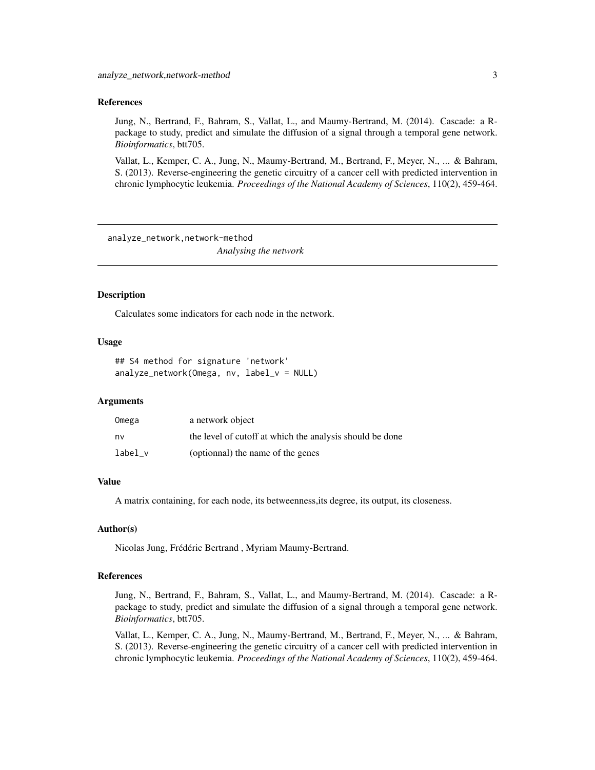### References

Jung, N., Bertrand, F., Bahram, S., Vallat, L., and Maumy-Bertrand, M. (2014). Cascade: a R-package to study, predict and simulate the diffusion of a signal through a temporal gene network. *Bioinformatics*, btt705.

Vallat, L., Kemper, C. A., Jung, N., Maumy-Bertrand, M., Bertrand, F., Meyer, N., ... & Bahram, S. (2013). Reverse-engineering the genetic circuitry of a cancer cell with predicted intervention in chronic lymphocytic leukemia. *Proceedings of the National Academy of Sciences*, 110(2), 459-464.

---

## analyze_network,network-method

*Analysing the network*

---

### Description

Calculates some indicators for each node in the network.

### Usage

```
## S4 method for signature 'network'
analyze_network(Omega, nv, label_v = NULL)
```

### Arguments

| | |
|---|---|
| Omega | a network object |
| nv | the level of cutoff at which the analysis should be done |
| label_v | (optionnal) the name of the genes |

### Value

A matrix containing, for each node, its betweenness,its degree, its output, its closeness.

### Author(s)

Nicolas Jung, Frédéric Bertrand , Myriam Maumy-Bertrand.

### References

Jung, N., Bertrand, F., Bahram, S., Vallat, L., and Maumy-Bertrand, M. (2014). Cascade: a R-package to study, predict and simulate the diffusion of a signal through a temporal gene network. *Bioinformatics*, btt705.

Vallat, L., Kemper, C. A., Jung, N., Maumy-Bertrand, M., Bertrand, F., Meyer, N., ... & Bahram, S. (2013). Reverse-engineering the genetic circuitry of a cancer cell with predicted intervention in chronic lymphocytic leukemia. *Proceedings of the National Academy of Sciences*, 110(2), 459-464.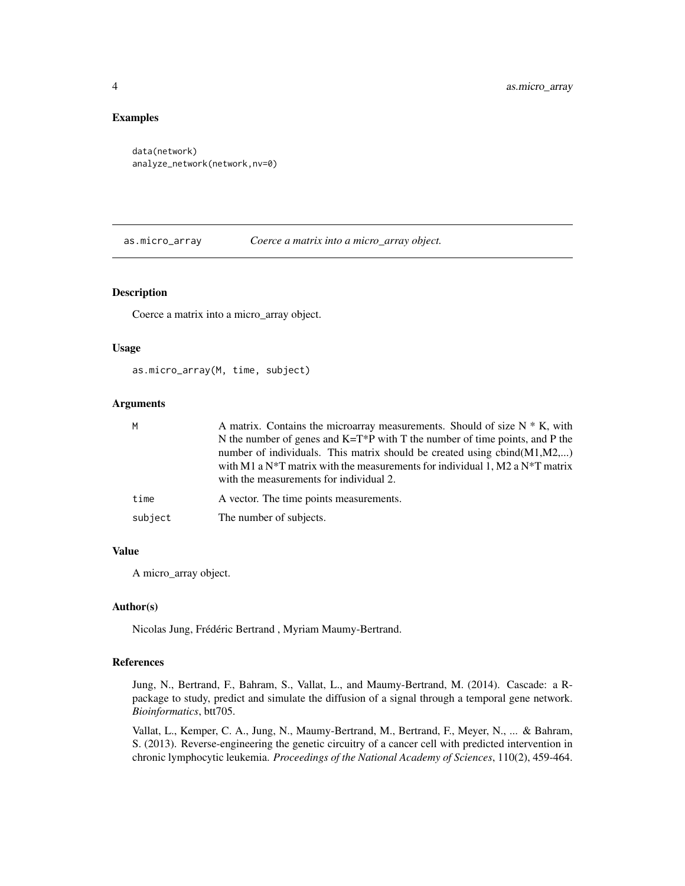## Examples

```
data(network)
analyze_network(network,nv=0)
```

---

# as.micro_array — *Coerce a matrix into a micro_array object.*

---

### Description

Coerce a matrix into a micro_array object.

### Usage

```
as.micro_array(M, time, subject)
```

### Arguments

| | |
|---|---|
| M | A matrix. Contains the microarray measurements. Should of size N * K, with N the number of genes and K=T*P with T the number of time points, and P the number of individuals. This matrix should be created using cbind(M1,M2,...) with M1 a N*T matrix with the measurements for individual 1, M2 a N*T matrix with the measurements for individual 2. |
| time | A vector. The time points measurements. |
| subject | The number of subjects. |

### Value

A micro_array object.

### Author(s)

Nicolas Jung, Frédéric Bertrand , Myriam Maumy-Bertrand.

### References

Jung, N., Bertrand, F., Bahram, S., Vallat, L., and Maumy-Bertrand, M. (2014). Cascade: a R-package to study, predict and simulate the diffusion of a signal through a temporal gene network. *Bioinformatics*, btt705.

Vallat, L., Kemper, C. A., Jung, N., Maumy-Bertrand, M., Bertrand, F., Meyer, N., ... & Bahram, S. (2013). Reverse-engineering the genetic circuitry of a cancer cell with predicted intervention in chronic lymphocytic leukemia. *Proceedings of the National Academy of Sciences*, 110(2), 459-464.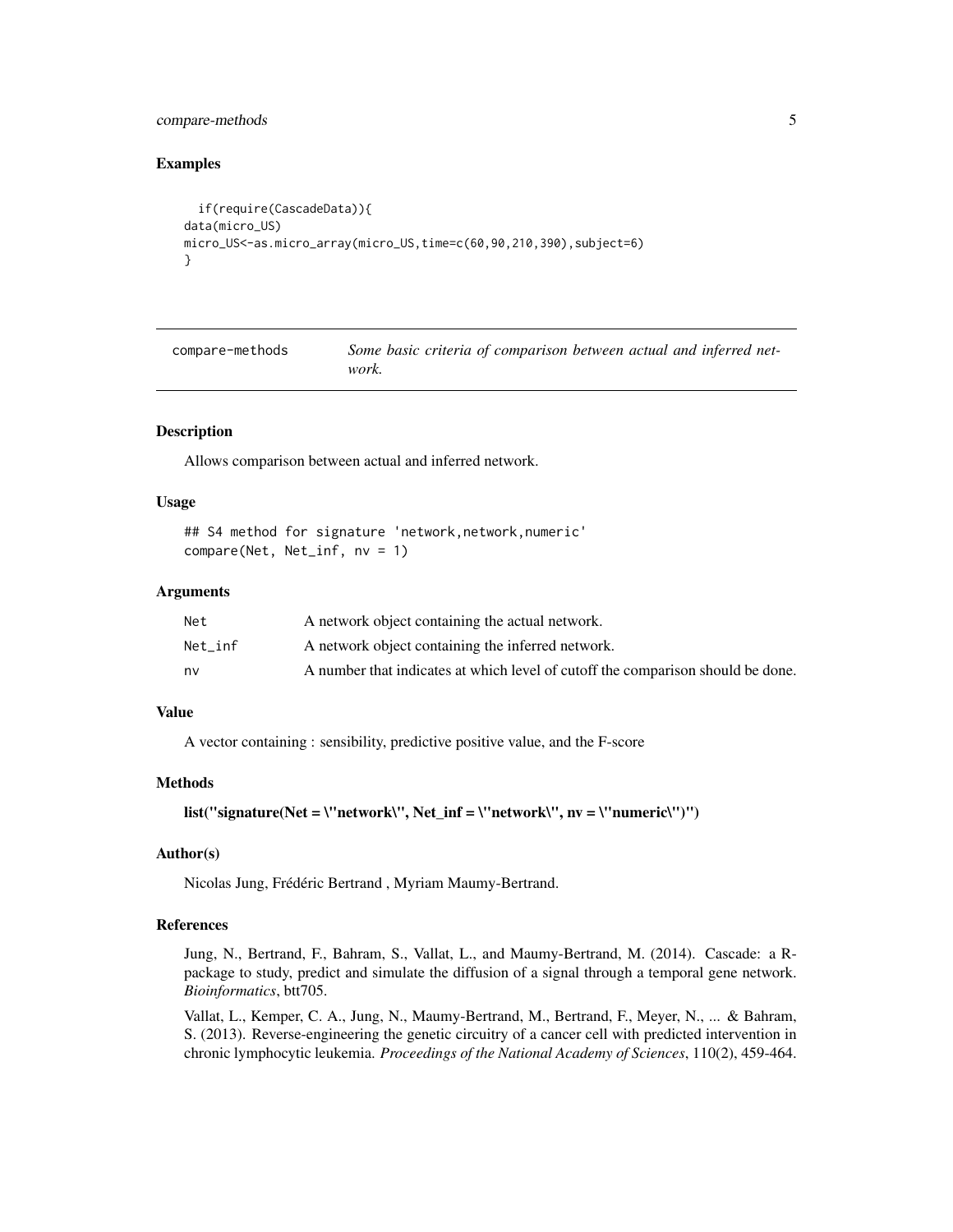### Examples

```
  if(require(CascadeData)){
data(micro_US)
micro_US<-as.micro_array(micro_US,time=c(60,90,210,390),subject=6)
}
```

---

## compare-methods — *Some basic criteria of comparison between actual and inferred network.*

---

### Description

Allows comparison between actual and inferred network.

### Usage

```
## S4 method for signature 'network,network,numeric'
compare(Net, Net_inf, nv = 1)
```

### Arguments

| | |
|---|---|
| `Net` | A network object containing the actual network. |
| `Net_inf` | A network object containing the inferred network. |
| `nv` | A number that indicates at which level of cutoff the comparison should be done. |

### Value

A vector containing : sensibility, predictive positive value, and the F-score

### Methods

**list("signature(Net = \"network\", Net_inf = \"network\", nv = \"numeric\")")**

### Author(s)

Nicolas Jung, Frédéric Bertrand , Myriam Maumy-Bertrand.

### References

Jung, N., Bertrand, F., Bahram, S., Vallat, L., and Maumy-Bertrand, M. (2014). Cascade: a R-package to study, predict and simulate the diffusion of a signal through a temporal gene network. *Bioinformatics*, btt705.

Vallat, L., Kemper, C. A., Jung, N., Maumy-Bertrand, M., Bertrand, F., Meyer, N., ... & Bahram, S. (2013). Reverse-engineering the genetic circuitry of a cancer cell with predicted intervention in chronic lymphocytic leukemia. *Proceedings of the National Academy of Sciences*, 110(2), 459-464.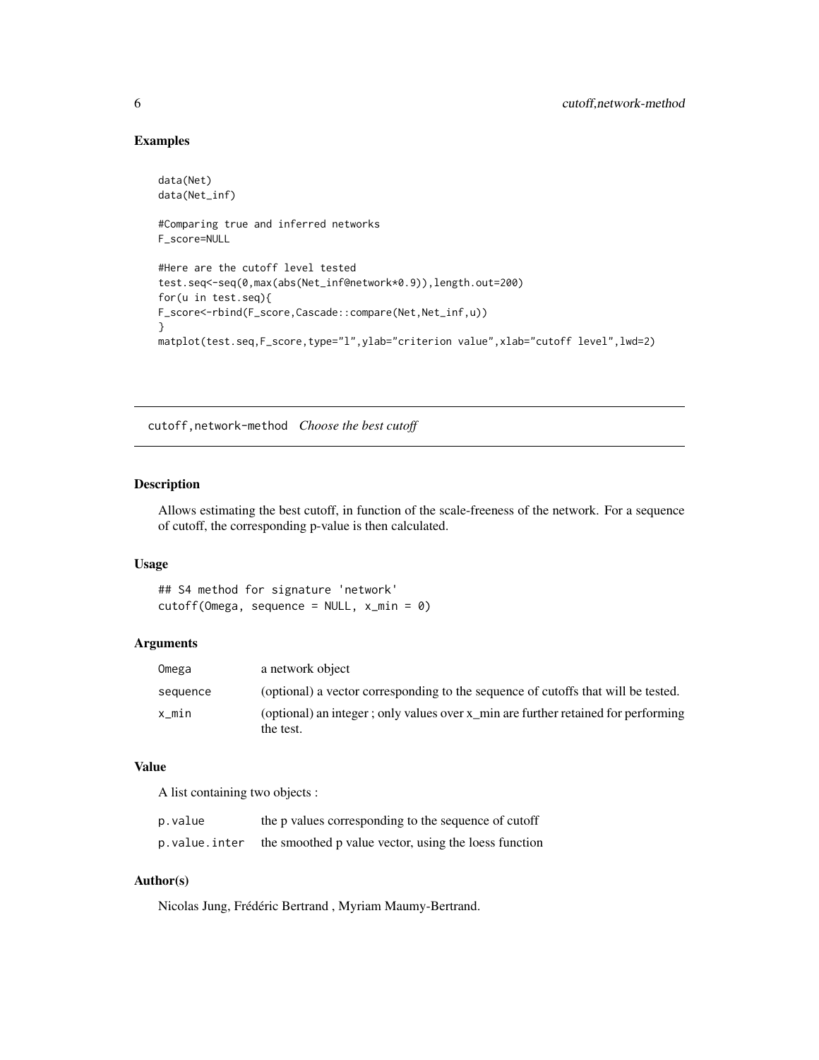## Examples

```
data(Net)
data(Net_inf)

#Comparing true and inferred networks
F_score=NULL

#Here are the cutoff level tested
test.seq<-seq(0,max(abs(Net_inf@network*0.9)),length.out=200)
for(u in test.seq){
F_score<-rbind(F_score,Cascade::compare(Net,Net_inf,u))
}
matplot(test.seq,F_score,type="l",ylab="criterion value",xlab="cutoff level",lwd=2)
```

---

# cutoff,network-method *Choose the best cutoff*

## Description

Allows estimating the best cutoff, in function of the scale-freeness of the network. For a sequence of cutoff, the corresponding p-value is then calculated.

## Usage

```
## S4 method for signature 'network'
cutoff(Omega, sequence = NULL, x_min = 0)
```

## Arguments

| | |
|---|---|
| `Omega` | a network object |
| `sequence` | (optional) a vector corresponding to the sequence of cutoffs that will be tested. |
| `x_min` | (optional) an integer ; only values over x_min are further retained for performing the test. |

## Value

A list containing two objects :

| | |
|---|---|
| `p.value` | the p values corresponding to the sequence of cutoff |
| `p.value.inter` | the smoothed p value vector, using the loess function |

## Author(s)

Nicolas Jung, Frédéric Bertrand , Myriam Maumy-Bertrand.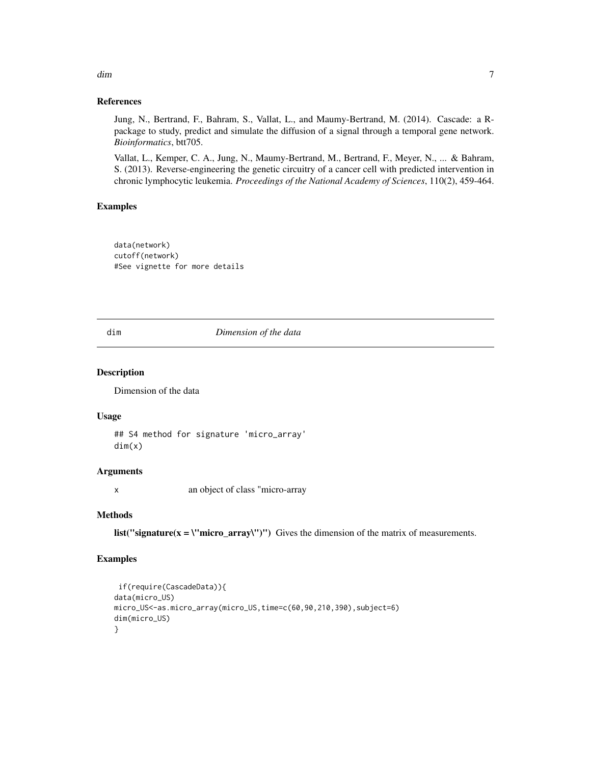### References

Jung, N., Bertrand, F., Bahram, S., Vallat, L., and Maumy-Bertrand, M. (2014). Cascade: a R-package to study, predict and simulate the diffusion of a signal through a temporal gene network. *Bioinformatics*, btt705.

Vallat, L., Kemper, C. A., Jung, N., Maumy-Bertrand, M., Bertrand, F., Meyer, N., ... & Bahram, S. (2013). Reverse-engineering the genetic circuitry of a cancer cell with predicted intervention in chronic lymphocytic leukemia. *Proceedings of the National Academy of Sciences*, 110(2), 459-464.

### Examples

```
data(network)
cutoff(network)
#See vignette for more details
```

## dim — *Dimension of the data*

### Description

Dimension of the data

### Usage

```
## S4 method for signature 'micro_array'
dim(x)
```

### Arguments

x — an object of class "micro-array

### Methods

**list("signature(x = \"micro_array\")")** Gives the dimension of the matrix of measurements.

### Examples

```
 if(require(CascadeData)){
data(micro_US)
micro_US<-as.micro_array(micro_US,time=c(60,90,210,390),subject=6)
dim(micro_US)
}
```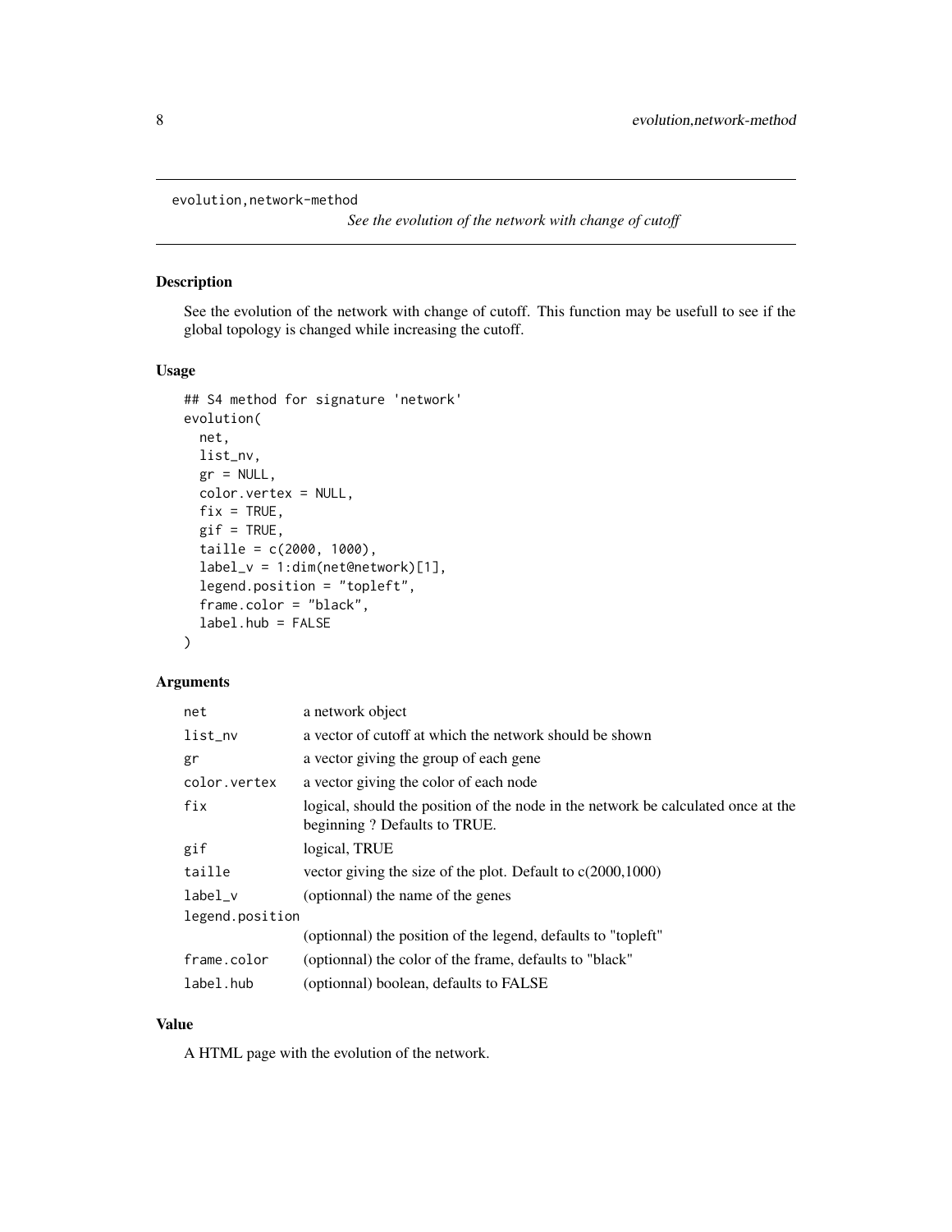`evolution,network-method`

*See the evolution of the network with change of cutoff*

## Description

See the evolution of the network with change of cutoff. This function may be usefull to see if the global topology is changed while increasing the cutoff.

## Usage

```
## S4 method for signature 'network'
evolution(
  net,
  list_nv,
  gr = NULL,
  color.vertex = NULL,
  fix = TRUE,
  gif = TRUE,
  taille = c(2000, 1000),
  label_v = 1:dim(net@network)[1],
  legend.position = "topleft",
  frame.color = "black",
  label.hub = FALSE
)
```

## Arguments

| Argument | Description |
|---|---|
| `net` | a network object |
| `list_nv` | a vector of cutoff at which the network should be shown |
| `gr` | a vector giving the group of each gene |
| `color.vertex` | a vector giving the color of each node |
| `fix` | logical, should the position of the node in the network be calculated once at the beginning ? Defaults to TRUE. |
| `gif` | logical, TRUE |
| `taille` | vector giving the size of the plot. Default to c(2000,1000) |
| `label_v` | (optionnal) the name of the genes |
| `legend.position` | (optionnal) the position of the legend, defauts to "topleft" |
| `frame.color` | (optionnal) the color of the frame, defaults to "black" |
| `label.hub` | (optionnal) boolean, defaults to FALSE |

## Value

A HTML page with the evolution of the network.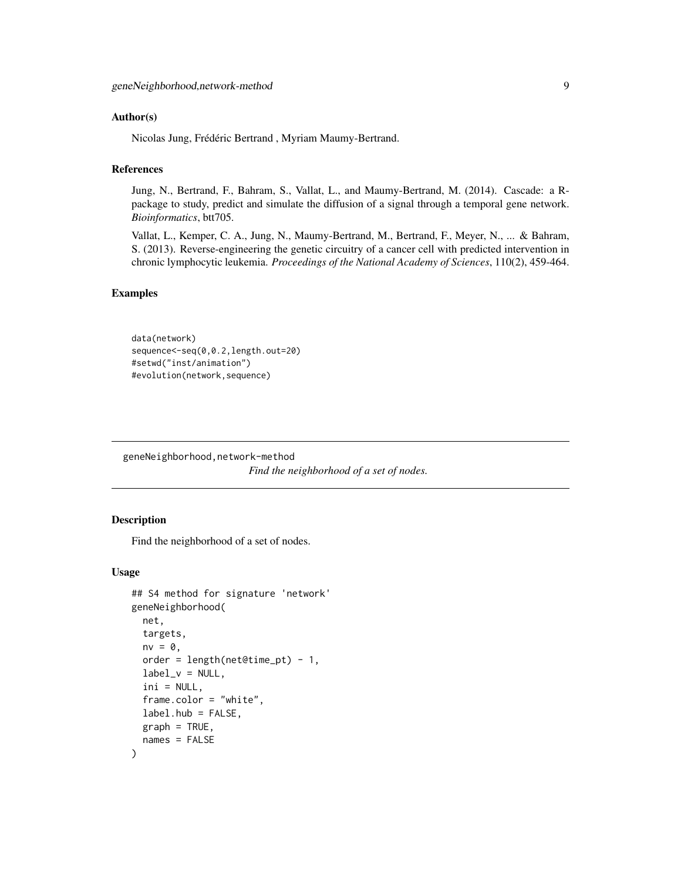### Author(s)

Nicolas Jung, Frédéric Bertrand , Myriam Maumy-Bertrand.

### References

Jung, N., Bertrand, F., Bahram, S., Vallat, L., and Maumy-Bertrand, M. (2014). Cascade: a R-package to study, predict and simulate the diffusion of a signal through a temporal gene network. *Bioinformatics*, btt705.

Vallat, L., Kemper, C. A., Jung, N., Maumy-Bertrand, M., Bertrand, F., Meyer, N., ... & Bahram, S. (2013). Reverse-engineering the genetic circuitry of a cancer cell with predicted intervention in chronic lymphocytic leukemia. *Proceedings of the National Academy of Sciences*, 110(2), 459-464.

### Examples

```
data(network)
sequence<-seq(0,0.2,length.out=20)
#setwd("inst/animation")
#evolution(network,sequence)
```

---

## geneNeighborhood,network-method

*Find the neighborhood of a set of nodes.*

---

### Description

Find the neighborhood of a set of nodes.

### Usage

```
## S4 method for signature 'network'
geneNeighborhood(
  net,
  targets,
  nv = 0,
  order = length(net@time_pt) - 1,
  label_v = NULL,
  ini = NULL,
  frame.color = "white",
  label.hub = FALSE,
  graph = TRUE,
  names = FALSE
)
```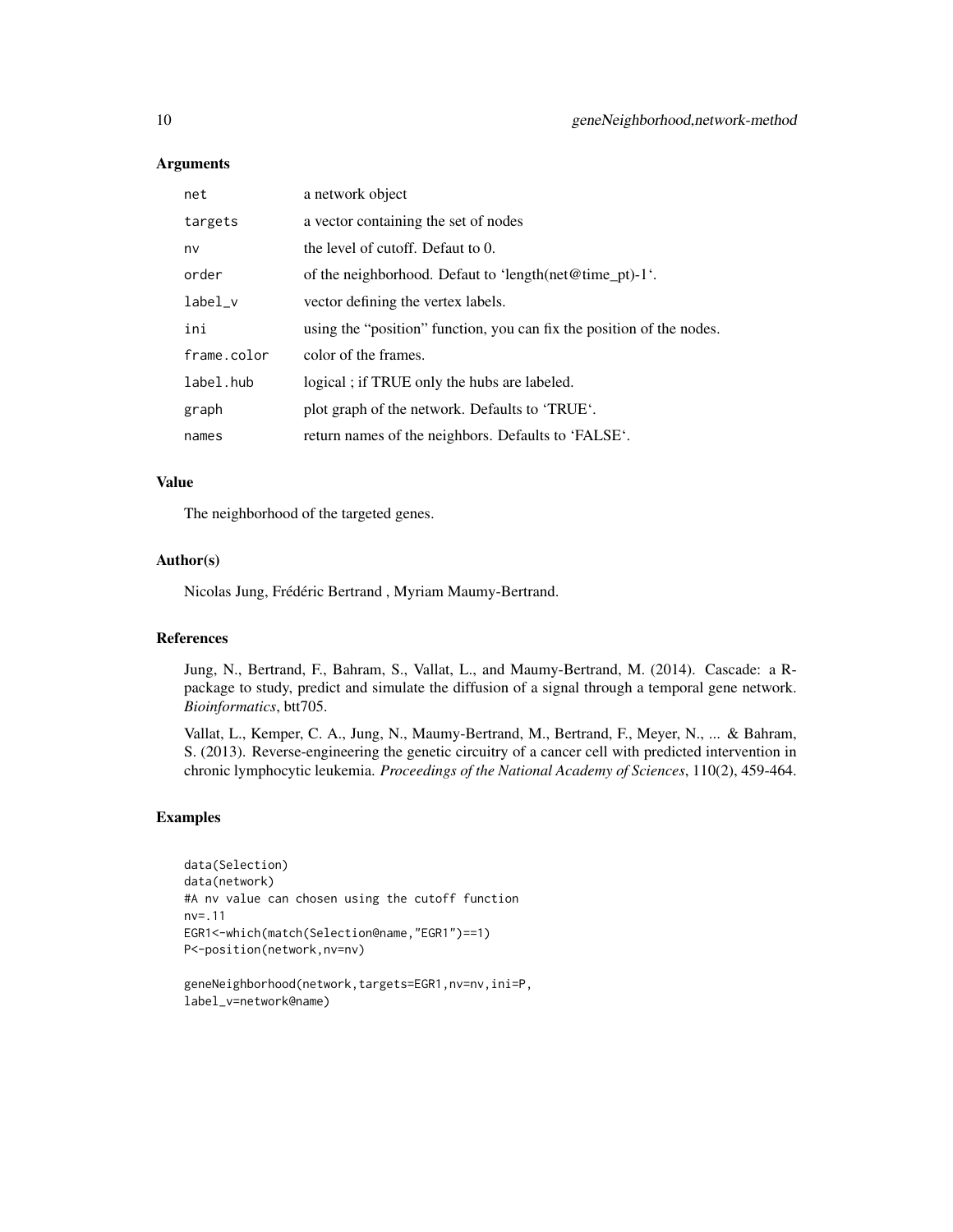## Arguments

| | |
|---|---|
| net | a network object |
| targets | a vector containing the set of nodes |
| nv | the level of cutoff. Defaut to 0. |
| order | of the neighborhood. Defaut to 'length(net@time_pt)-1'. |
| label_v | vector defining the vertex labels. |
| ini | using the "position" function, you can fix the position of the nodes. |
| frame.color | color of the frames. |
| label.hub | logical ; if TRUE only the hubs are labeled. |
| graph | plot graph of the network. Defaults to 'TRUE'. |
| names | return names of the neighbors. Defaults to 'FALSE'. |

## Value

The neighborhood of the targeted genes.

## Author(s)

Nicolas Jung, Frédéric Bertrand , Myriam Maumy-Bertrand.

## References

Jung, N., Bertrand, F., Bahram, S., Vallat, L., and Maumy-Bertrand, M. (2014). Cascade: a R-package to study, predict and simulate the diffusion of a signal through a temporal gene network. *Bioinformatics*, btt705.

Vallat, L., Kemper, C. A., Jung, N., Maumy-Bertrand, M., Bertrand, F., Meyer, N., ... & Bahram, S. (2013). Reverse-engineering the genetic circuitry of a cancer cell with predicted intervention in chronic lymphocytic leukemia. *Proceedings of the National Academy of Sciences*, 110(2), 459-464.

## Examples

```
data(Selection)
data(network)
#A nv value can chosen using the cutoff function
nv=.11
EGR1<-which(match(Selection@name,"EGR1")==1)
P<-position(network,nv=nv)

geneNeighborhood(network,targets=EGR1,nv=nv,ini=P,
label_v=network@name)
```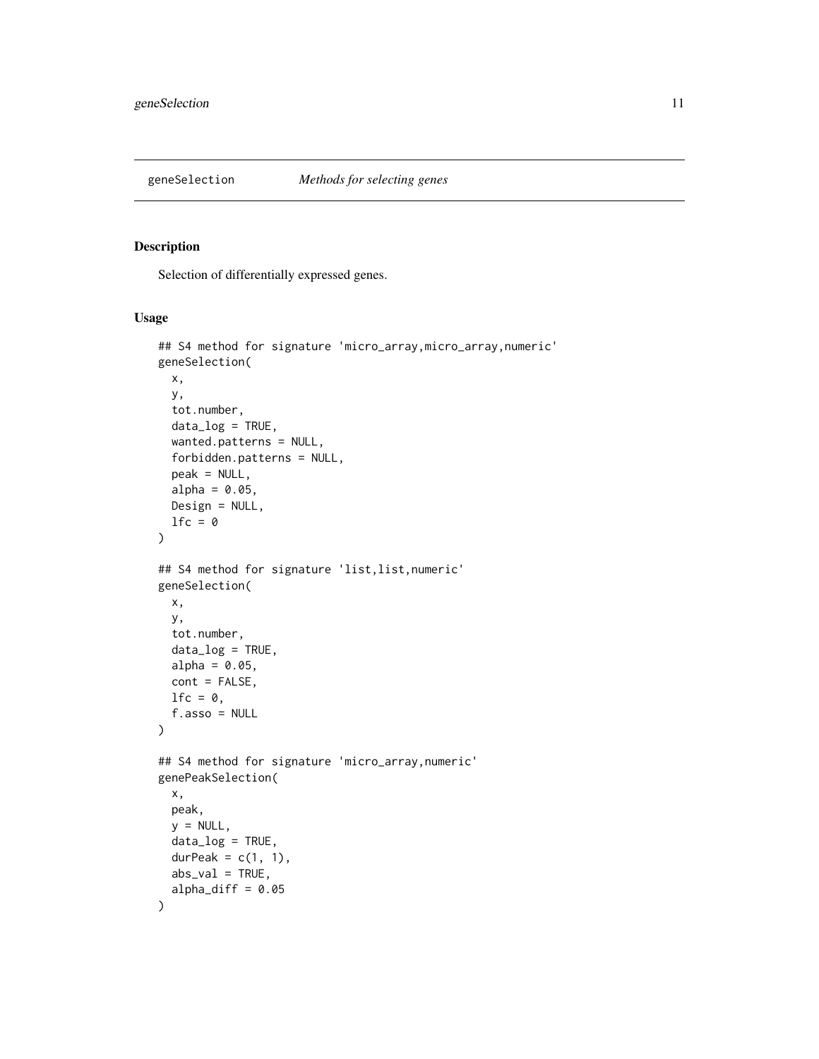# geneSelection    *Methods for selecting genes*

## Description

Selection of differentially expressed genes.

## Usage

```
## S4 method for signature 'micro_array,micro_array,numeric'
geneSelection(
  x,
  y,
  tot.number,
  data_log = TRUE,
  wanted.patterns = NULL,
  forbidden.patterns = NULL,
  peak = NULL,
  alpha = 0.05,
  Design = NULL,
  lfc = 0
)

## S4 method for signature 'list,list,numeric'
geneSelection(
  x,
  y,
  tot.number,
  data_log = TRUE,
  alpha = 0.05,
  cont = FALSE,
  lfc = 0,
  f.asso = NULL
)

## S4 method for signature 'micro_array,numeric'
genePeakSelection(
  x,
  peak,
  y = NULL,
  data_log = TRUE,
  durPeak = c(1, 1),
  abs_val = TRUE,
  alpha_diff = 0.05
)
```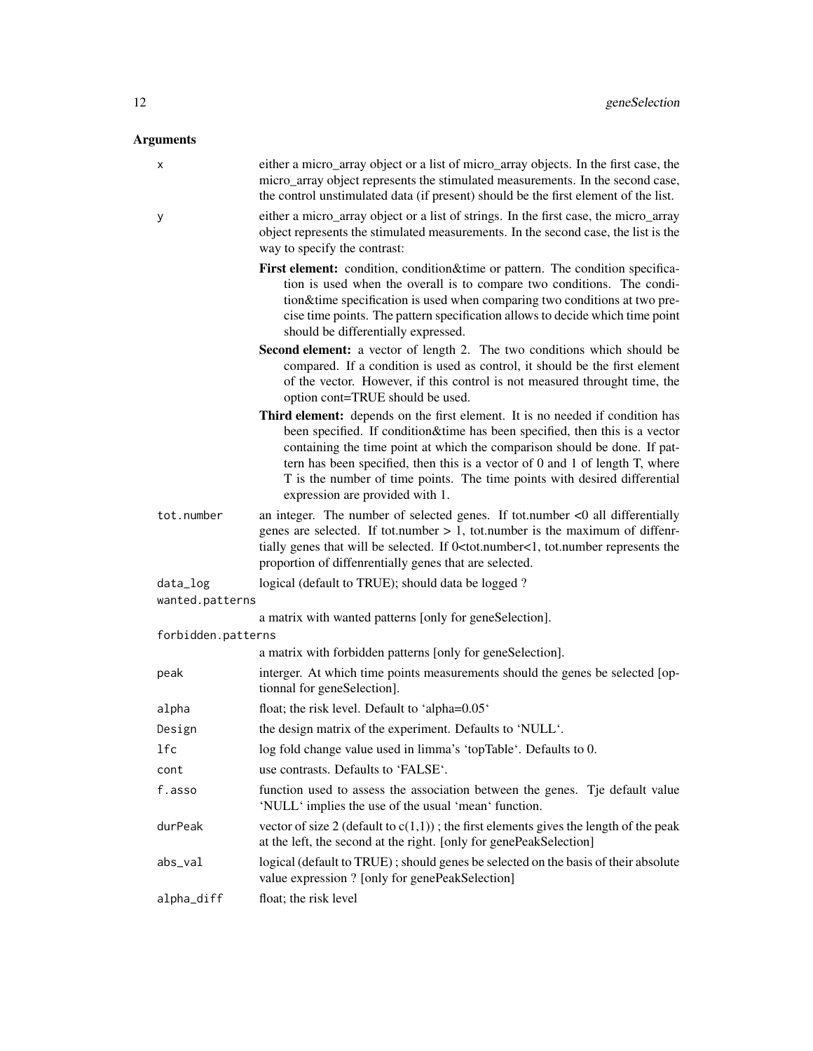## Arguments

**x**
: either a micro_array object or a list of micro_array objects. In the first case, the micro_array object represents the stimulated measurements. In the second case, the control unstimulated data (if present) should be the first element of the list.

**y**
: either a micro_array object or a list of strings. In the first case, the micro_array object represents the stimulated measurements. In the second case, the list is the way to specify the contrast:

  - **First element:** condition, condition&time or pattern. The condition specification is used when the overall is to compare two conditions. The condition&time specification is used when comparing two conditions at two precise time points. The pattern specification allows to decide which time point should be differentially expressed.
  - **Second element:** a vector of length 2. The two conditions which should be compared. If a condition is used as control, it should be the first element of the vector. However, if this control is not measured throught time, the option cont=TRUE should be used.
  - **Third element:** depends on the first element. It is no needed if condition has been specified. If condition&time has been specified, then this is a vector containing the time point at which the comparison should be done. If pattern has been specified, then this is a vector of 0 and 1 of length T, where T is the number of time points. The time points with desired differential expression are provided with 1.

**tot.number**
: an integer. The number of selected genes. If tot.number <0 all differentially genes are selected. If tot.number > 1, tot.number is the maximum of diffenrtially genes that will be selected. If 0<tot.number<1, tot.number represents the proportion of diffenrentially genes that are selected.

**data_log**
: logical (default to TRUE); should data be logged ?

**wanted.patterns**
: a matrix with wanted patterns [only for geneSelection].

**forbidden.patterns**
: a matrix with forbidden patterns [only for geneSelection].

**peak**
: interger. At which time points measurements should the genes be selected [optionnal for geneSelection].

**alpha**
: float; the risk level. Default to 'alpha=0.05'

**Design**
: the design matrix of the experiment. Defaults to 'NULL'.

**lfc**
: log fold change value used in limma's 'topTable'. Defaults to 0.

**cont**
: use contrasts. Defaults to 'FALSE'.

**f.asso**
: function used to assess the association between the genes. Tje default value 'NULL' implies the use of the usual 'mean' function.

**durPeak**
: vector of size 2 (default to c(1,1)) ; the first elements gives the length of the peak at the left, the second at the right. [only for genePeakSelection]

**abs_val**
: logical (default to TRUE) ; should genes be selected on the basis of their absolute value expression ? [only for genePeakSelection]

**alpha_diff**
: float; the risk level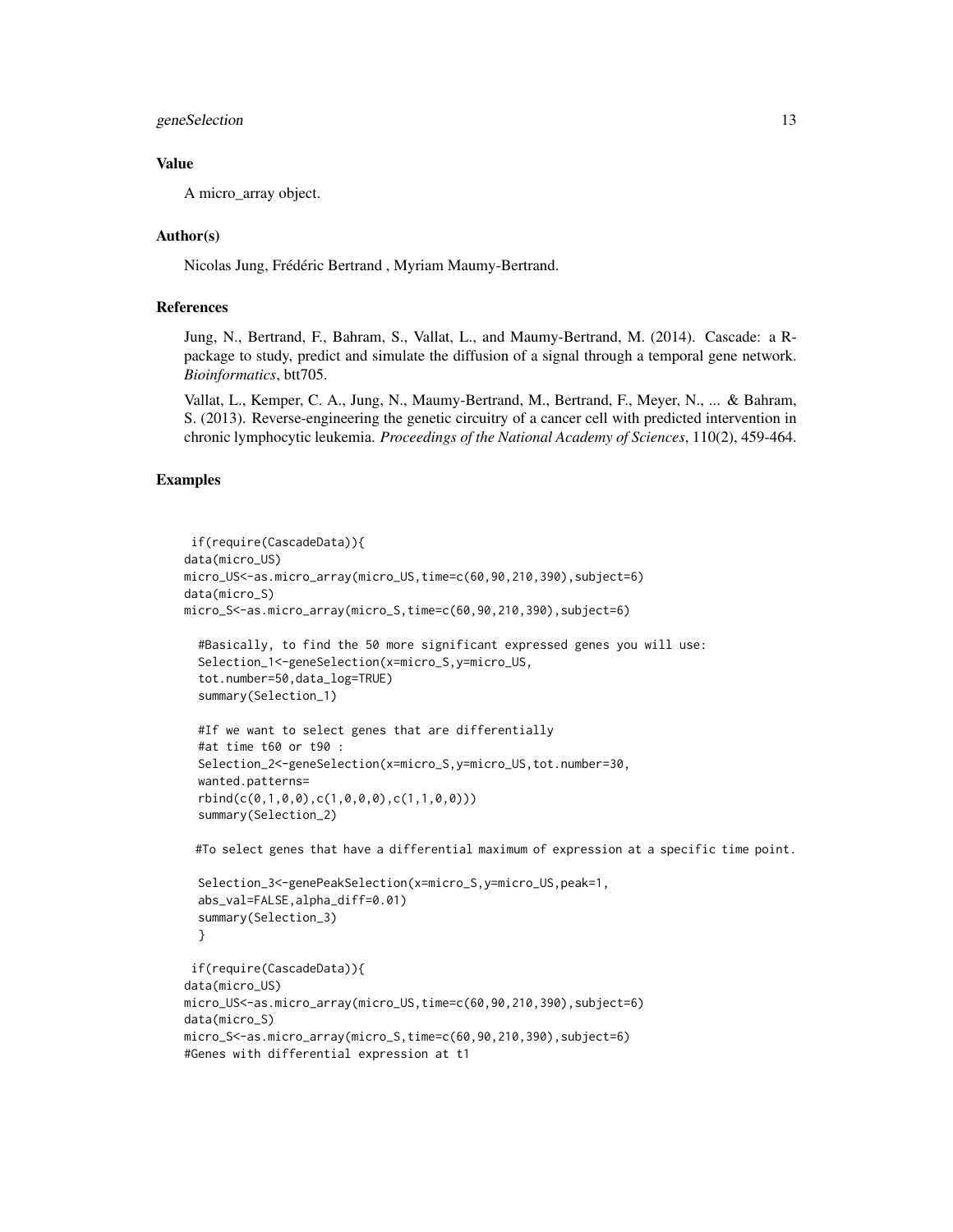### Value

A micro_array object.

### Author(s)

Nicolas Jung, Frédéric Bertrand , Myriam Maumy-Bertrand.

### References

Jung, N., Bertrand, F., Bahram, S., Vallat, L., and Maumy-Bertrand, M. (2014). Cascade: a R-package to study, predict and simulate the diffusion of a signal through a temporal gene network. *Bioinformatics*, btt705.

Vallat, L., Kemper, C. A., Jung, N., Maumy-Bertrand, M., Bertrand, F., Meyer, N., ... & Bahram, S. (2013). Reverse-engineering the genetic circuitry of a cancer cell with predicted intervention in chronic lymphocytic leukemia. *Proceedings of the National Academy of Sciences*, 110(2), 459-464.

### Examples

```
 if(require(CascadeData)){
data(micro_US)
micro_US<-as.micro_array(micro_US,time=c(60,90,210,390),subject=6)
data(micro_S)
micro_S<-as.micro_array(micro_S,time=c(60,90,210,390),subject=6)

  #Basically, to find the 50 more significant expressed genes you will use:
  Selection_1<-geneSelection(x=micro_S,y=micro_US,
  tot.number=50,data_log=TRUE)
  summary(Selection_1)

  #If we want to select genes that are differentially
  #at time t60 or t90 :
  Selection_2<-geneSelection(x=micro_S,y=micro_US,tot.number=30,
  wanted.patterns=
  rbind(c(0,1,0,0),c(1,0,0,0),c(1,1,0,0)))
  summary(Selection_2)

 #To select genes that have a differential maximum of expression at a specific time point.

  Selection_3<-genePeakSelection(x=micro_S,y=micro_US,peak=1,
  abs_val=FALSE,alpha_diff=0.01)
  summary(Selection_3)
  }

 if(require(CascadeData)){
data(micro_US)
micro_US<-as.micro_array(micro_US,time=c(60,90,210,390),subject=6)
data(micro_S)
micro_S<-as.micro_array(micro_S,time=c(60,90,210,390),subject=6)
#Genes with differential expression at t1
```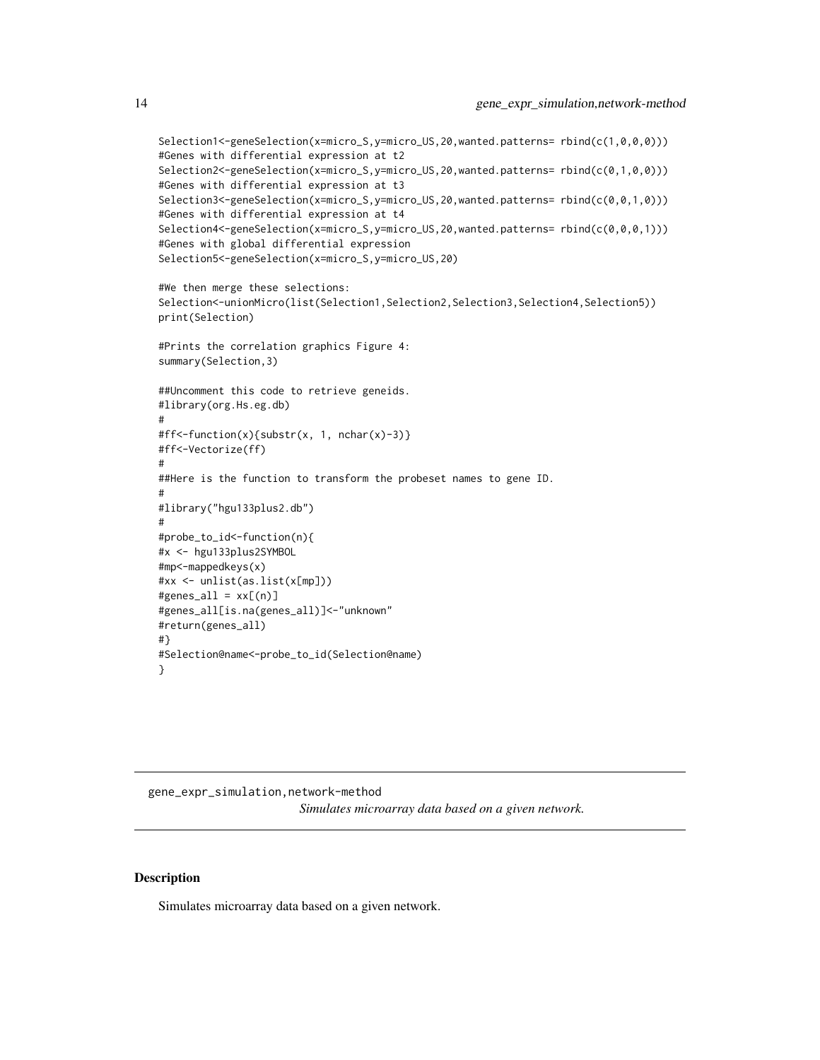```
Selection1<-geneSelection(x=micro_S,y=micro_US,20,wanted.patterns= rbind(c(1,0,0,0)))
#Genes with differential expression at t2
Selection2<-geneSelection(x=micro_S,y=micro_US,20,wanted.patterns= rbind(c(0,1,0,0)))
#Genes with differential expression at t3
Selection3<-geneSelection(x=micro_S,y=micro_US,20,wanted.patterns= rbind(c(0,0,1,0)))
#Genes with differential expression at t4
Selection4<-geneSelection(x=micro_S,y=micro_US,20,wanted.patterns= rbind(c(0,0,0,1)))
#Genes with global differential expression
Selection5<-geneSelection(x=micro_S,y=micro_US,20)

#We then merge these selections:
Selection<-unionMicro(list(Selection1,Selection2,Selection3,Selection4,Selection5))
print(Selection)

#Prints the correlation graphics Figure 4:
summary(Selection,3)

##Uncomment this code to retrieve geneids.
#library(org.Hs.eg.db)
#
#ff<-function(x){substr(x, 1, nchar(x)-3)}
#ff<-Vectorize(ff)
#
##Here is the function to transform the probeset names to gene ID.
#
#library("hgu133plus2.db")
#
#probe_to_id<-function(n){
#x <- hgu133plus2SYMBOL
#mp<-mappedkeys(x)
#xx <- unlist(as.list(x[mp]))
#genes_all = xx[(n)]
#genes_all[is.na(genes_all)]<-"unknown"
#return(genes_all)
#}
#Selection@name<-probe_to_id(Selection@name)
}
```

---

gene_expr_simulation,network-method
*Simulates microarray data based on a given network.*

---

## Description

Simulates microarray data based on a given network.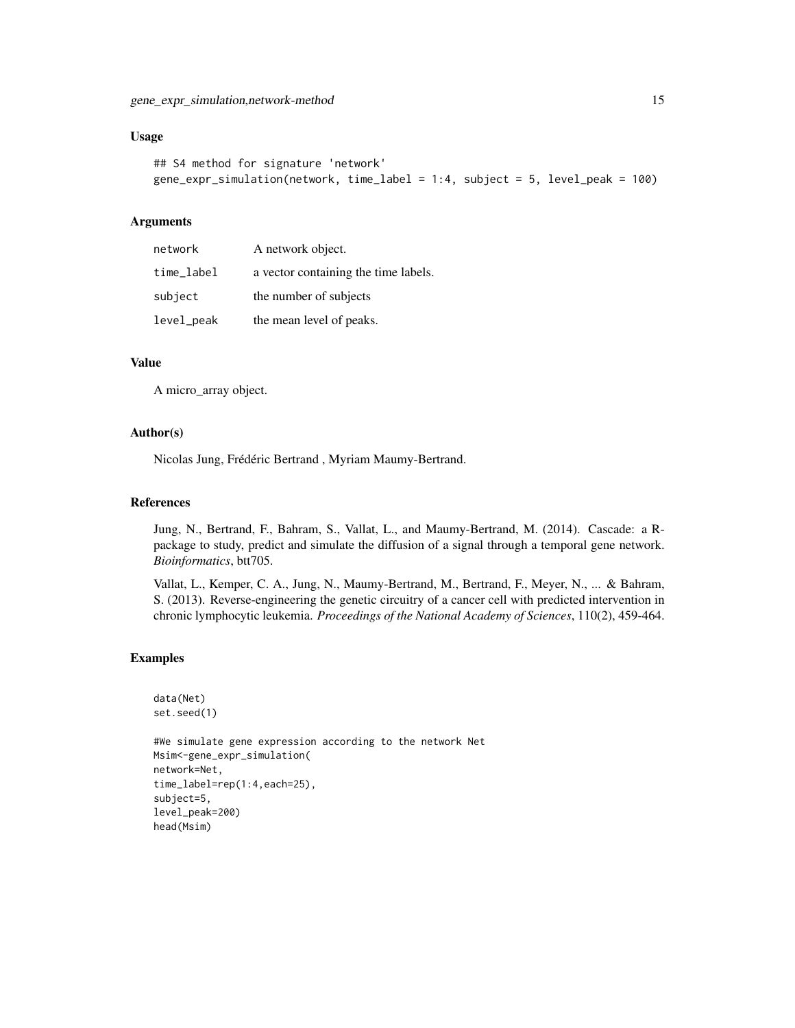## Usage

```
## S4 method for signature 'network'
gene_expr_simulation(network, time_label = 1:4, subject = 5, level_peak = 100)
```

## Arguments

| | |
|---|---|
| `network` | A network object. |
| `time_label` | a vector containing the time labels. |
| `subject` | the number of subjects |
| `level_peak` | the mean level of peaks. |

## Value

A micro_array object.

## Author(s)

Nicolas Jung, Frédéric Bertrand , Myriam Maumy-Bertrand.

## References

Jung, N., Bertrand, F., Bahram, S., Vallat, L., and Maumy-Bertrand, M. (2014). Cascade: a R-package to study, predict and simulate the diffusion of a signal through a temporal gene network. *Bioinformatics*, btt705.

Vallat, L., Kemper, C. A., Jung, N., Maumy-Bertrand, M., Bertrand, F., Meyer, N., ... & Bahram, S. (2013). Reverse-engineering the genetic circuitry of a cancer cell with predicted intervention in chronic lymphocytic leukemia. *Proceedings of the National Academy of Sciences*, 110(2), 459-464.

## Examples

```
data(Net)
set.seed(1)

#We simulate gene expression according to the network Net
Msim<-gene_expr_simulation(
network=Net,
time_label=rep(1:4,each=25),
subject=5,
level_peak=200)
head(Msim)
```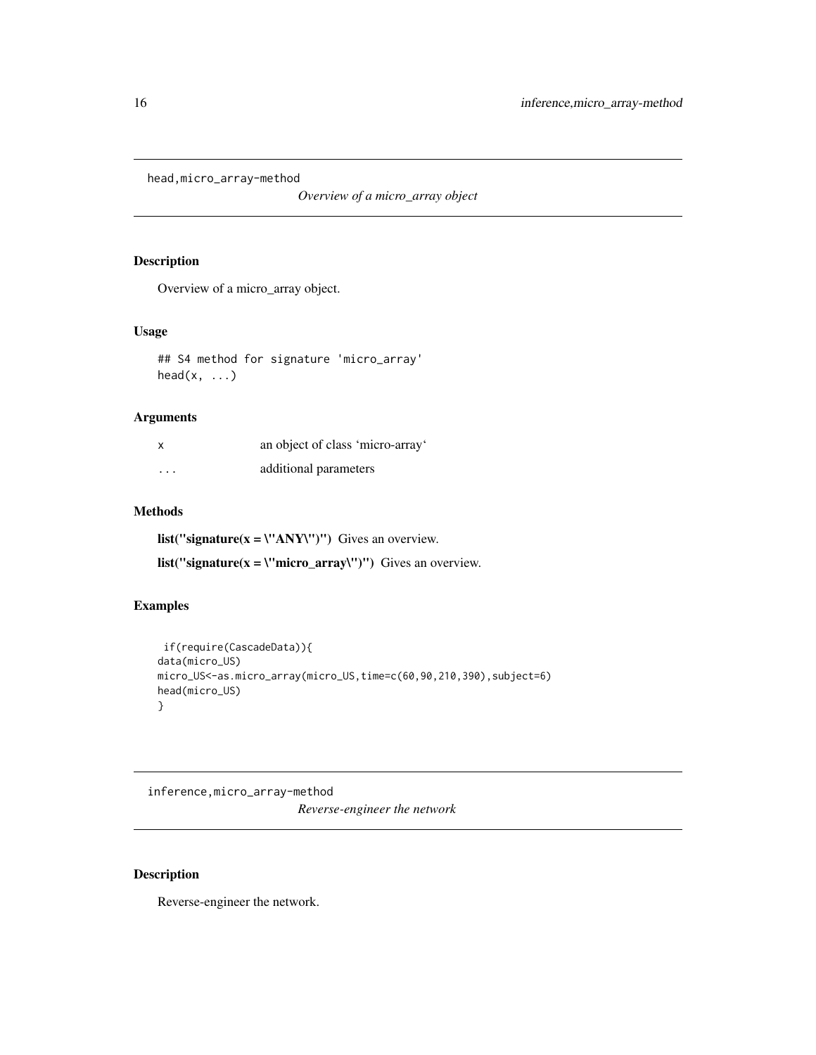## head,micro_array-method

*Overview of a micro_array object*

### Description

Overview of a micro_array object.

### Usage

```
## S4 method for signature 'micro_array'
head(x, ...)
```

### Arguments

| | |
|---|---|
| x | an object of class 'micro-array' |
| ... | additional parameters |

### Methods

**list("signature(x = \"ANY\")")** Gives an overview.

**list("signature(x = \"micro_array\")")** Gives an overview.

### Examples

```
 if(require(CascadeData)){
data(micro_US)
micro_US<-as.micro_array(micro_US,time=c(60,90,210,390),subject=6)
head(micro_US)
}
```

## inference,micro_array-method

*Reverse-engineer the network*

### Description

Reverse-engineer the network.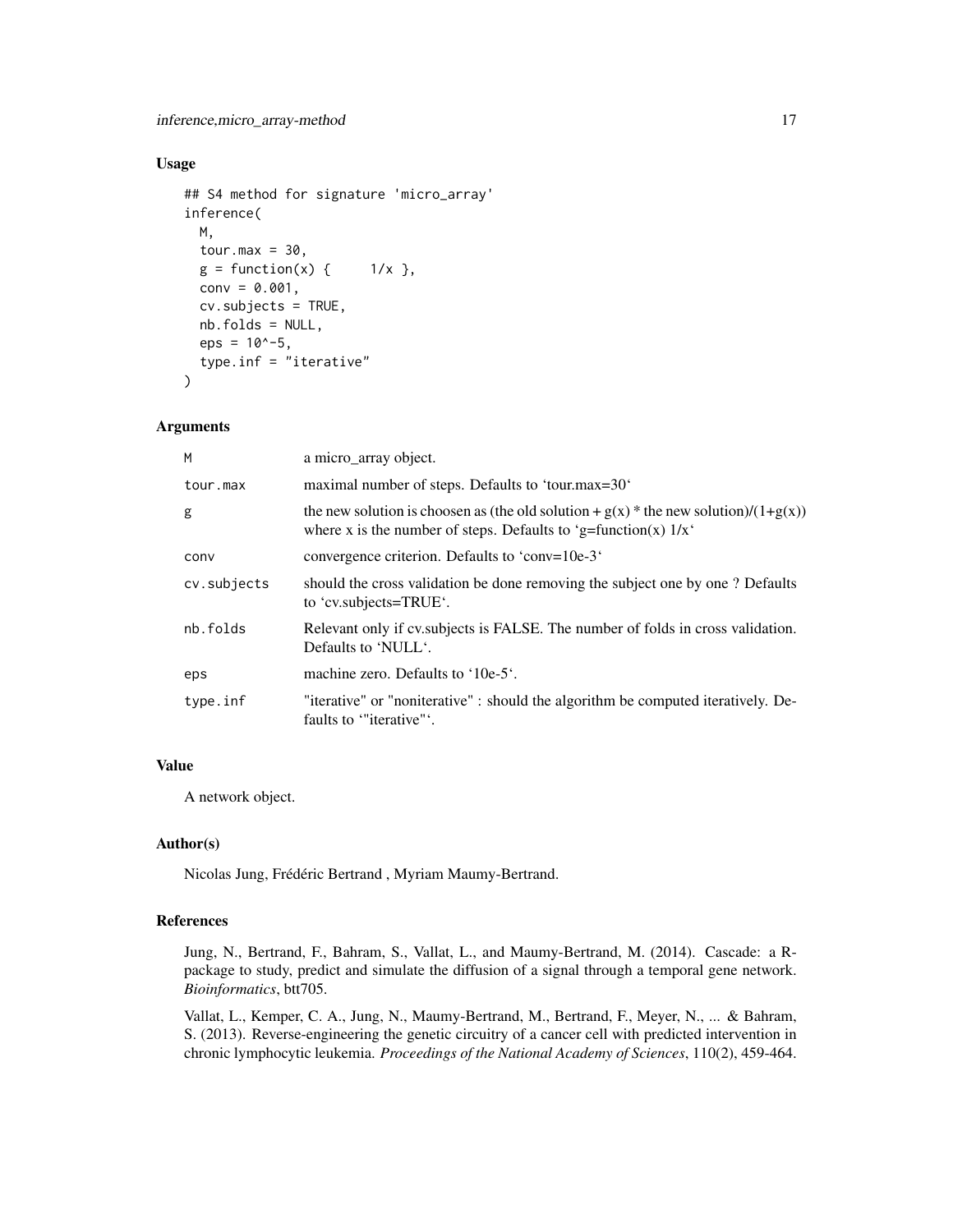### Usage

```
## S4 method for signature 'micro_array'
inference(
  M,
  tour.max = 30,
  g = function(x) {     1/x },
  conv = 0.001,
  cv.subjects = TRUE,
  nb.folds = NULL,
  eps = 10^-5,
  type.inf = "iterative"
)
```

### Arguments

| | |
|---|---|
| M | a micro_array object. |
| tour.max | maximal number of steps. Defaults to 'tour.max=30' |
| g | the new solution is choosen as (the old solution + g(x) * the new solution)/(1+g(x)) where x is the number of steps. Defaults to 'g=function(x) 1/x' |
| conv | convergence criterion. Defaults to 'conv=10e-3' |
| cv.subjects | should the cross validation be done removing the subject one by one ? Defaults to 'cv.subjects=TRUE'. |
| nb.folds | Relevant only if cv.subjects is FALSE. The number of folds in cross validation. Defaults to 'NULL'. |
| eps | machine zero. Defaults to '10e-5'. |
| type.inf | "iterative" or "noniterative" : should the algorithm be computed iteratively. Defaults to '"iterative"'. |

### Value

A network object.

### Author(s)

Nicolas Jung, Frédéric Bertrand , Myriam Maumy-Bertrand.

### References

Jung, N., Bertrand, F., Bahram, S., Vallat, L., and Maumy-Bertrand, M. (2014). Cascade: a R-package to study, predict and simulate the diffusion of a signal through a temporal gene network. *Bioinformatics*, btt705.

Vallat, L., Kemper, C. A., Jung, N., Maumy-Bertrand, M., Bertrand, F., Meyer, N., ... & Bahram, S. (2013). Reverse-engineering the genetic circuitry of a cancer cell with predicted intervention in chronic lymphocytic leukemia. *Proceedings of the National Academy of Sciences*, 110(2), 459-464.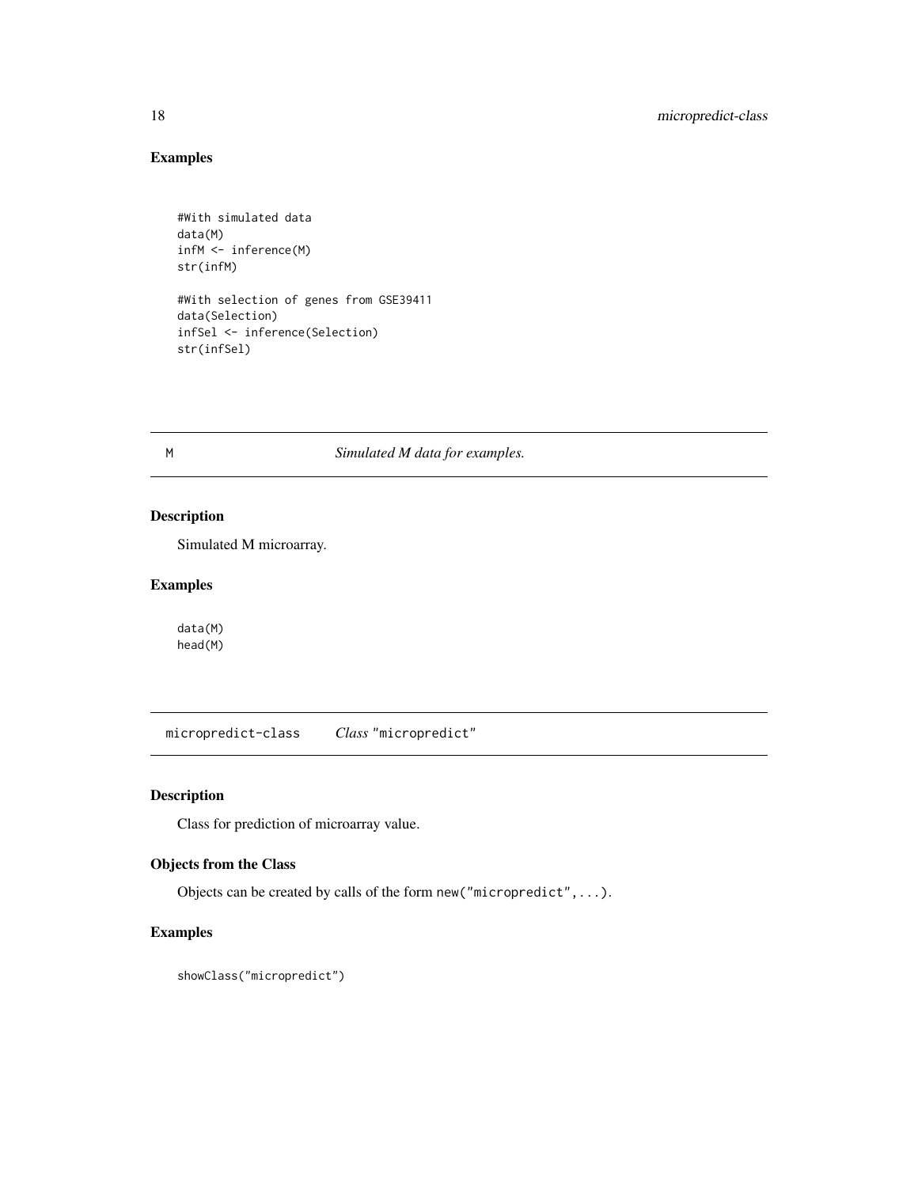### Examples

```
#With simulated data
data(M)
infM <- inference(M)
str(infM)

#With selection of genes from GSE39411
data(Selection)
infSel <- inference(Selection)
str(infSel)
```

---

## M — *Simulated M data for examples.*

---

### Description

Simulated M microarray.

### Examples

```
data(M)
head(M)
```

---

## micropredict-class — *Class* "micropredict"

---

### Description

Class for prediction of microarray value.

### Objects from the Class

Objects can be created by calls of the form `new("micropredict",...)`.

### Examples

```
showClass("micropredict")
```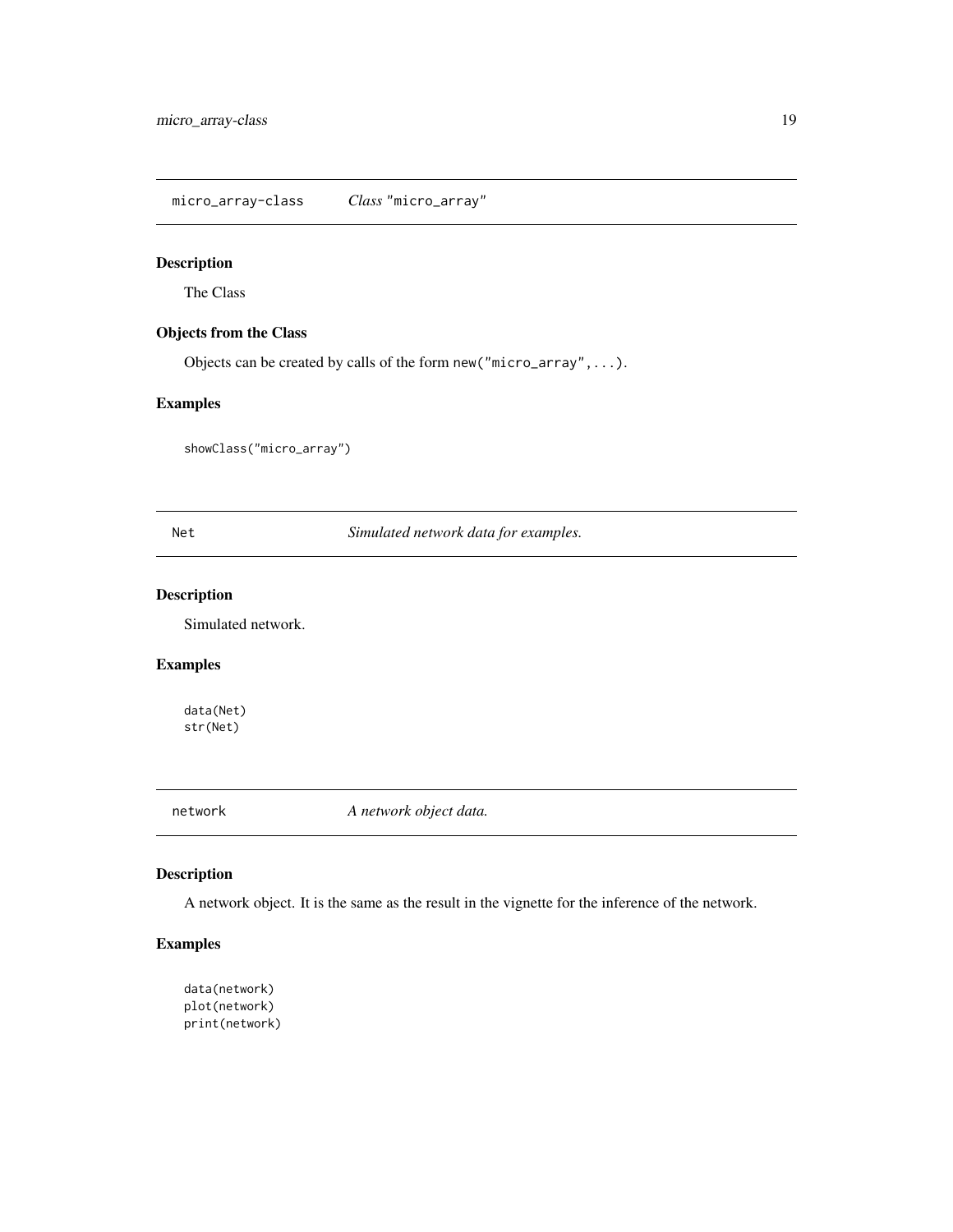## micro_array-class    *Class* "micro_array"

### Description

The Class

### Objects from the Class

Objects can be created by calls of the form `new("micro_array",...)`.

### Examples

```
showClass("micro_array")
```

## Net    *Simulated network data for examples.*

### Description

Simulated network.

### Examples

```
data(Net)
str(Net)
```

## network    *A network object data.*

### Description

A network object. It is the same as the result in the vignette for the inference of the network.

### Examples

```
data(network)
plot(network)
print(network)
```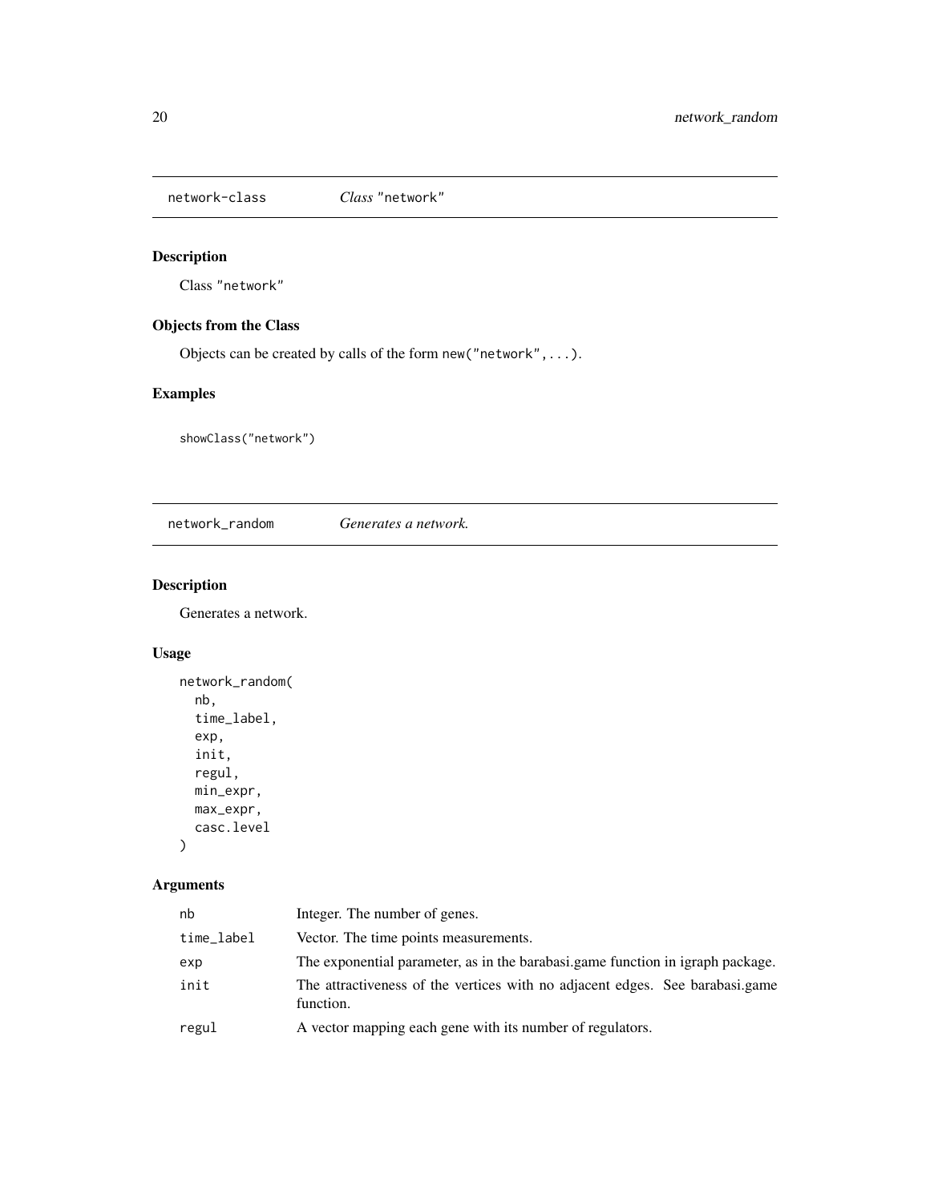## network-class *Class* "network"

### Description

Class "network"

### Objects from the Class

Objects can be created by calls of the form `new("network",...)`.

### Examples

```
showClass("network")
```

## network_random *Generates a network.*

### Description

Generates a network.

### Usage

```
network_random(
  nb,
  time_label,
  exp,
  init,
  regul,
  min_expr,
  max_expr,
  casc.level
)
```

### Arguments

| | |
|---|---|
| nb | Integer. The number of genes. |
| time_label | Vector. The time points measurements. |
| exp | The exponential parameter, as in the barabasi.game function in igraph package. |
| init | The attractiveness of the vertices with no adjacent edges. See barabasi.game function. |
| regul | A vector mapping each gene with its number of regulators. |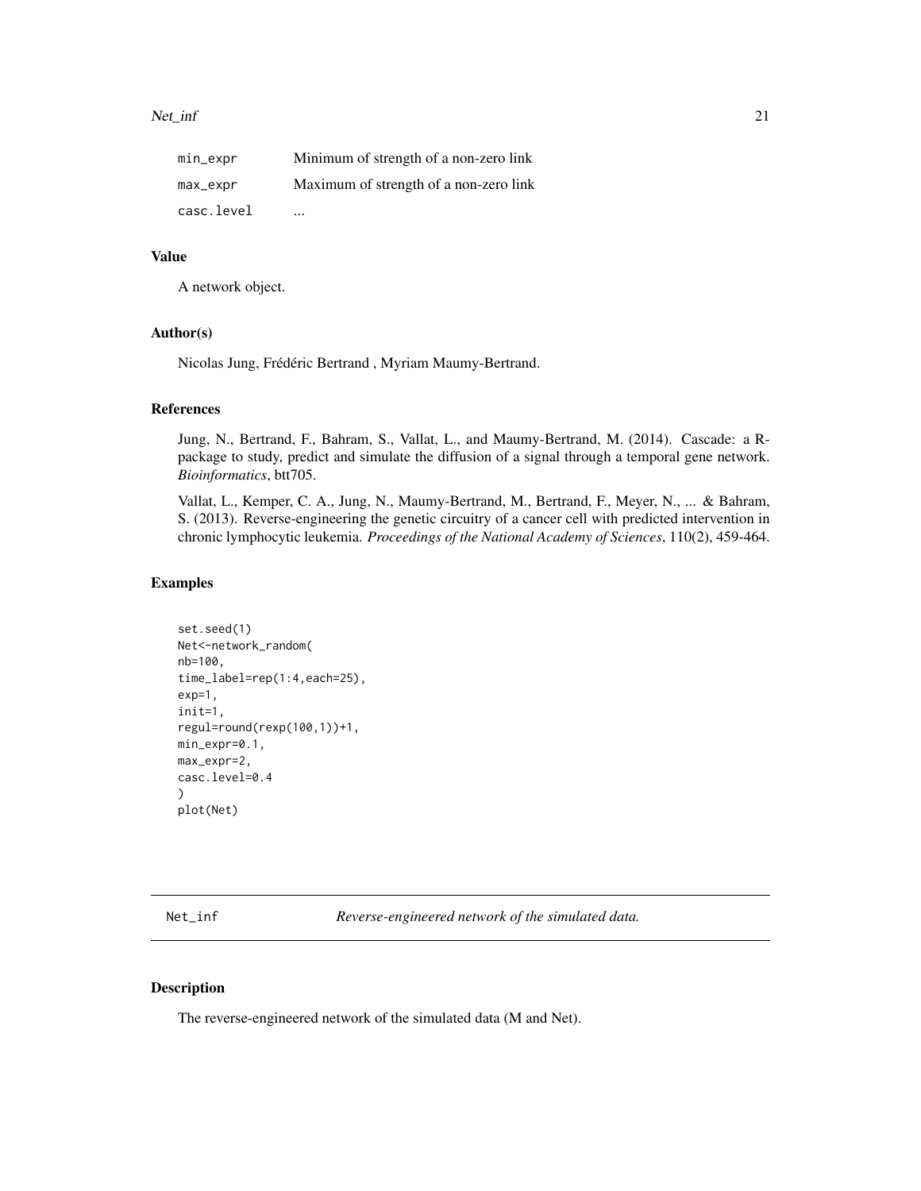| | |
|---|---|
| min_expr | Minimum of strength of a non-zero link |
| max_expr | Maximum of strength of a non-zero link |
| casc.level | ... |

### Value

A network object.

### Author(s)

Nicolas Jung, Frédéric Bertrand , Myriam Maumy-Bertrand.

### References

Jung, N., Bertrand, F., Bahram, S., Vallat, L., and Maumy-Bertrand, M. (2014). Cascade: a R-package to study, predict and simulate the diffusion of a signal through a temporal gene network. *Bioinformatics*, btt705.

Vallat, L., Kemper, C. A., Jung, N., Maumy-Bertrand, M., Bertrand, F., Meyer, N., ... & Bahram, S. (2013). Reverse-engineering the genetic circuitry of a cancer cell with predicted intervention in chronic lymphocytic leukemia. *Proceedings of the National Academy of Sciences*, 110(2), 459-464.

### Examples

```
set.seed(1)
Net<-network_random(
nb=100,
time_label=rep(1:4,each=25),
exp=1,
init=1,
regul=round(rexp(100,1))+1,
min_expr=0.1,
max_expr=2,
casc.level=0.4
)
plot(Net)
```

---

## Net_inf — *Reverse-engineered network of the simulated data.*

### Description

The reverse-engineered network of the simulated data (M and Net).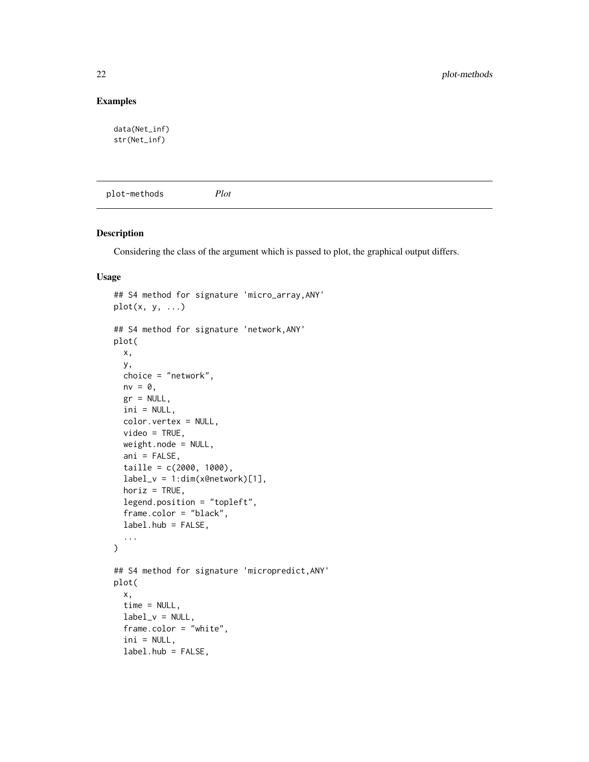## Examples

```
data(Net_inf)
str(Net_inf)
```

---

plot-methods *Plot*

---

## Description

Considering the class of the argument which is passed to plot, the graphical output differs.

## Usage

```
## S4 method for signature 'micro_array,ANY'
plot(x, y, ...)

## S4 method for signature 'network,ANY'
plot(
  x,
  y,
  choice = "network",
  nv = 0,
  gr = NULL,
  ini = NULL,
  color.vertex = NULL,
  video = TRUE,
  weight.node = NULL,
  ani = FALSE,
  taille = c(2000, 1000),
  label_v = 1:dim(x@network)[1],
  horiz = TRUE,
  legend.position = "topleft",
  frame.color = "black",
  label.hub = FALSE,
  ...
)

## S4 method for signature 'micropredict,ANY'
plot(
  x,
  time = NULL,
  label_v = NULL,
  frame.color = "white",
  ini = NULL,
  label.hub = FALSE,
```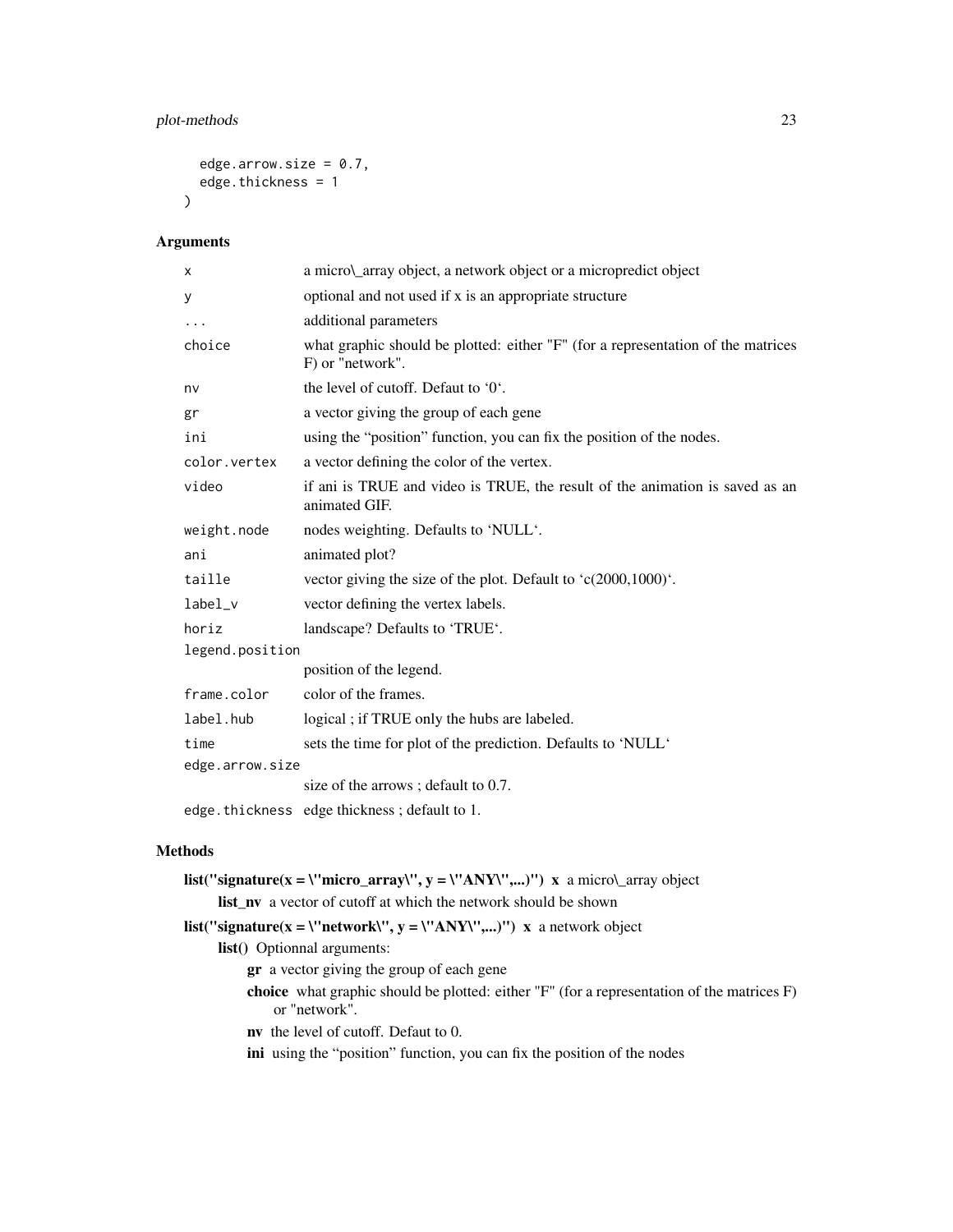```
  edge.arrow.size = 0.7,
  edge.thickness = 1
)
```

## Arguments

| | |
|---|---|
| x | a micro\_array object, a network object or a micropredict object |
| y | optional and not used if x is an appropriate structure |
| ... | additional parameters |
| choice | what graphic should be plotted: either "F" (for a representation of the matrices F) or "network". |
| nv | the level of cutoff. Defaut to '0'. |
| gr | a vector giving the group of each gene |
| ini | using the "position" function, you can fix the position of the nodes. |
| color.vertex | a vector defining the color of the vertex. |
| video | if ani is TRUE and video is TRUE, the result of the animation is saved as an animated GIF. |
| weight.node | nodes weighting. Defaults to 'NULL'. |
| ani | animated plot? |
| taille | vector giving the size of the plot. Default to 'c(2000,1000)'. |
| label_v | vector defining the vertex labels. |
| horiz | landscape? Defaults to 'TRUE'. |
| legend.position | position of the legend. |
| frame.color | color of the frames. |
| label.hub | logical ; if TRUE only the hubs are labeled. |
| time | sets the time for plot of the prediction. Defaults to 'NULL' |
| edge.arrow.size | size of the arrows ; default to 0.7. |
| edge.thickness | edge thickness ; default to 1. |

## Methods

**list("signature(x = \"micro_array\", y = \"ANY\",...)") x** a micro\_array object

- **list_nv** a vector of cutoff at which the network should be shown

**list("signature(x = \"network\", y = \"ANY\",...)") x** a network object

- **list()** Optionnal arguments:
  - **gr** a vector giving the group of each gene
  - **choice** what graphic should be plotted: either "F" (for a representation of the matrices F) or "network".
  - **nv** the level of cutoff. Defaut to 0.
  - **ini** using the "position" function, you can fix the position of the nodes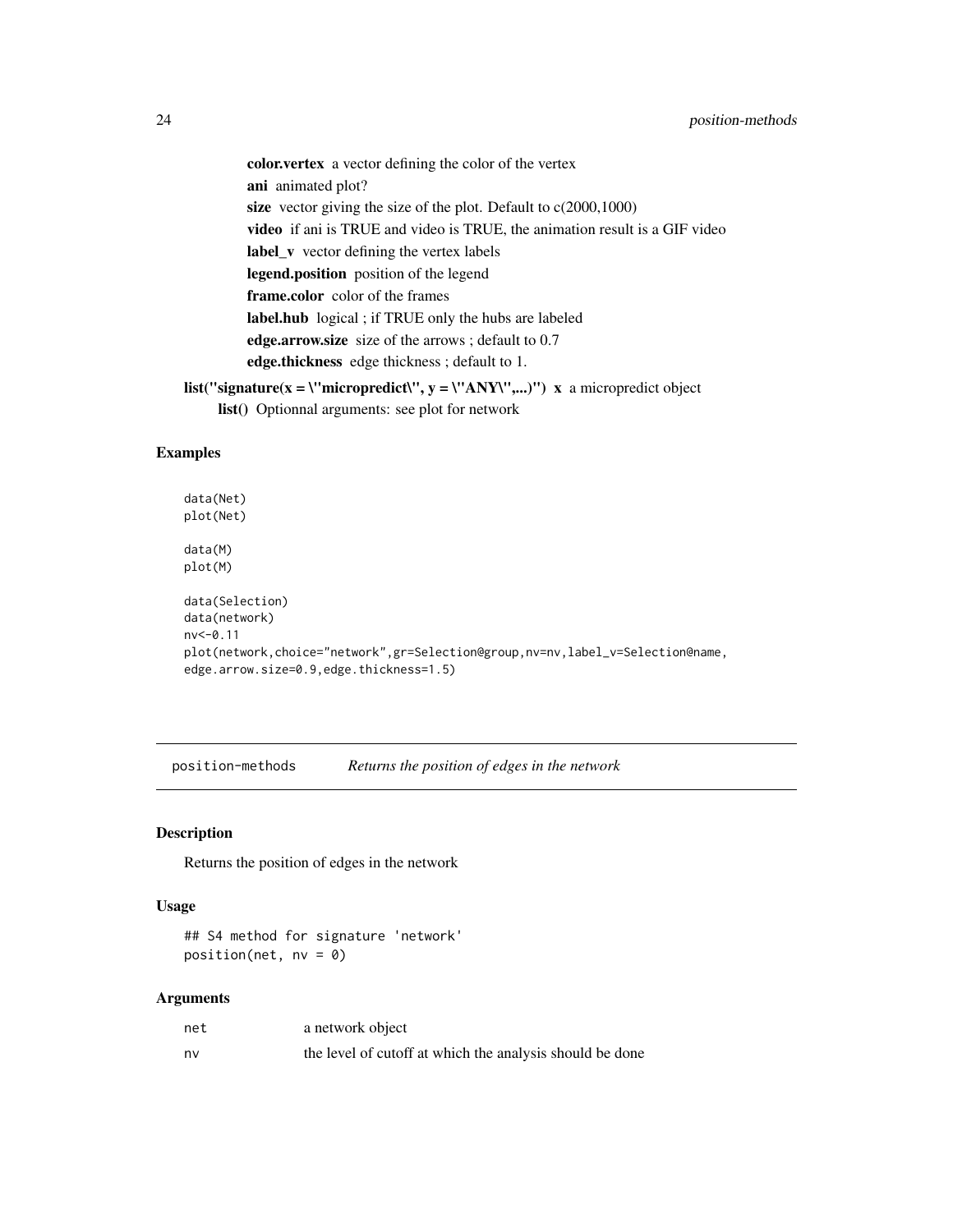**color.vertex** a vector defining the color of the vertex

**ani** animated plot?

**size** vector giving the size of the plot. Default to c(2000,1000)

**video** if ani is TRUE and video is TRUE, the animation result is a GIF video

**label_v** vector defining the vertex labels

**legend.position** position of the legend

**frame.color** color of the frames

**label.hub** logical ; if TRUE only the hubs are labeled

**edge.arrow.size** size of the arrows ; default to 0.7

**edge.thickness** edge thickness ; default to 1.

**list("signature(x = \"micropredict\", y = \"ANY\",...)") x** a micropredict object

**list()** Optionnal arguments: see plot for network

### Examples

```
data(Net)
plot(Net)

data(M)
plot(M)

data(Selection)
data(network)
nv<-0.11
plot(network,choice="network",gr=Selection@group,nv=nv,label_v=Selection@name,
edge.arrow.size=0.9,edge.thickness=1.5)
```

---

## position-methods *Returns the position of edges in the network*

### Description

Returns the position of edges in the network

### Usage

```
## S4 method for signature 'network'
position(net, nv = 0)
```

### Arguments

| | |
|---|---|
| net | a network object |
| nv | the level of cutoff at which the analysis should be done |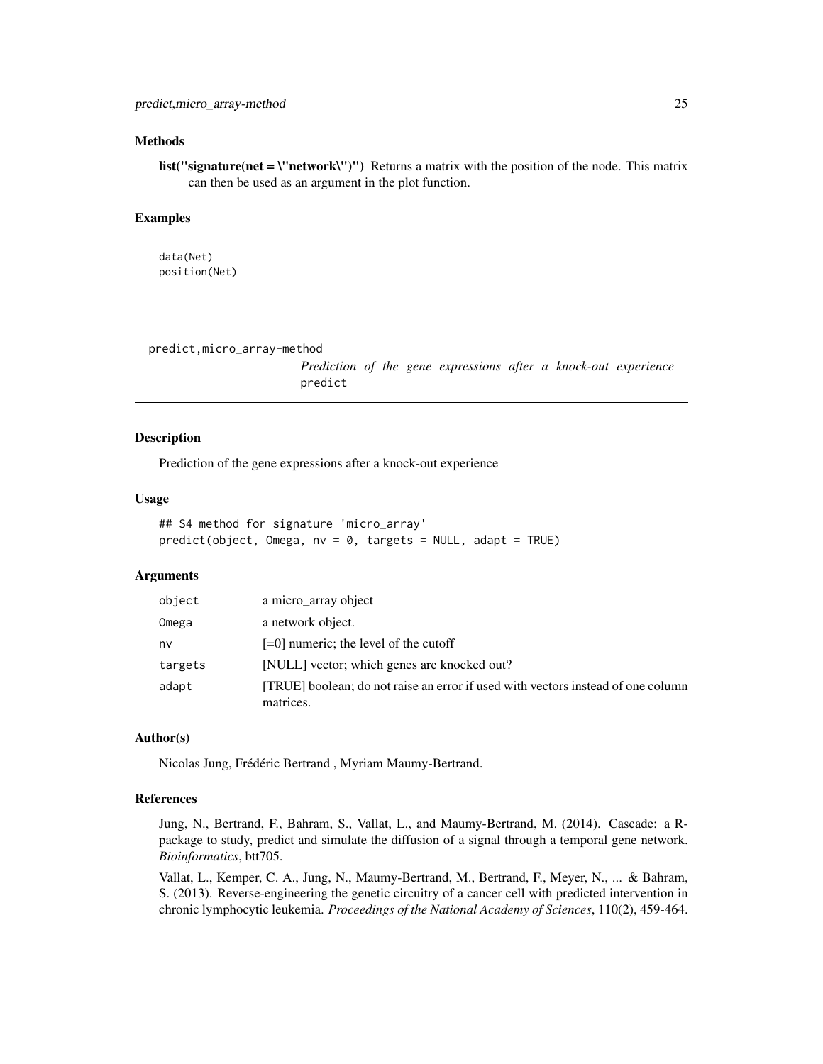### Methods

**list("signature(net = \"network\")")** Returns a matrix with the position of the node. This matrix can then be used as an argument in the plot function.

### Examples

```
data(Net)
position(Net)
```

---

predict,micro_array-method

*Prediction of the gene expressions after a knock-out experience* predict

---

### Description

Prediction of the gene expressions after a knock-out experience

### Usage

```
## S4 method for signature 'micro_array'
predict(object, Omega, nv = 0, targets = NULL, adapt = TRUE)
```

### Arguments

| | |
|---|---|
| object | a micro_array object |
| Omega | a network object. |
| nv | [=0] numeric; the level of the cutoff |
| targets | [NULL] vector; which genes are knocked out? |
| adapt | [TRUE] boolean; do not raise an error if used with vectors instead of one column matrices. |

### Author(s)

Nicolas Jung, Frédéric Bertrand , Myriam Maumy-Bertrand.

### References

Jung, N., Bertrand, F., Bahram, S., Vallat, L., and Maumy-Bertrand, M. (2014). Cascade: a R-package to study, predict and simulate the diffusion of a signal through a temporal gene network. *Bioinformatics*, btt705.

Vallat, L., Kemper, C. A., Jung, N., Maumy-Bertrand, M., Bertrand, F., Meyer, N., ... & Bahram, S. (2013). Reverse-engineering the genetic circuitry of a cancer cell with predicted intervention in chronic lymphocytic leukemia. *Proceedings of the National Academy of Sciences*, 110(2), 459-464.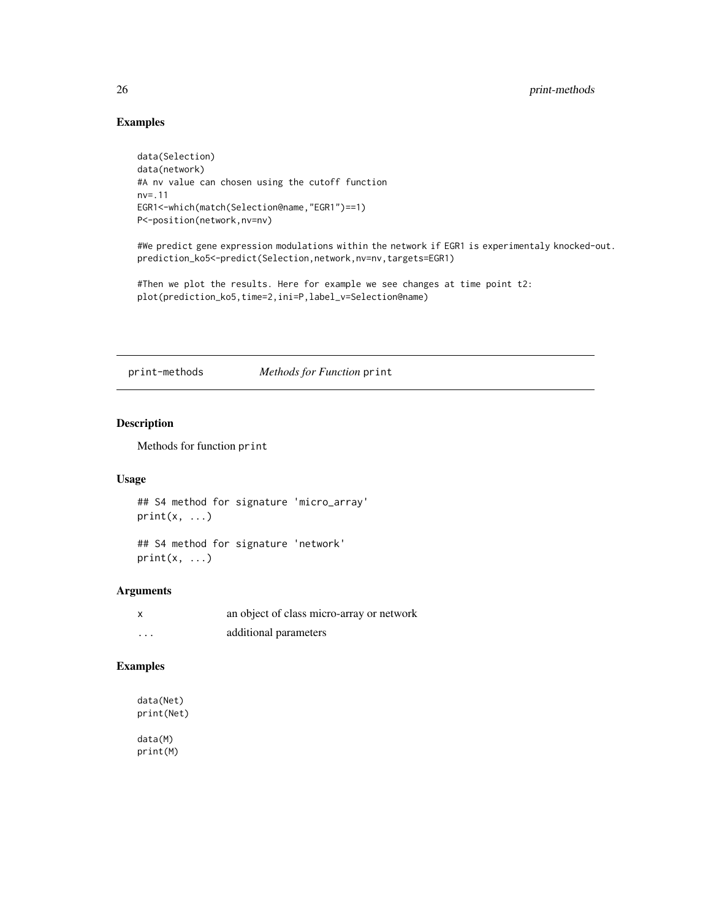## Examples

```
data(Selection)
data(network)
#A nv value can chosen using the cutoff function
nv=.11
EGR1<-which(match(Selection@name,"EGR1")==1)
P<-position(network,nv=nv)

#We predict gene expression modulations within the network if EGR1 is experimentaly knocked-out.
prediction_ko5<-predict(Selection,network,nv=nv,targets=EGR1)

#Then we plot the results. Here for example we see changes at time point t2:
plot(prediction_ko5,time=2,ini=P,label_v=Selection@name)
```

---

# print-methods *Methods for Function* print

## Description

Methods for function `print`

## Usage

```
## S4 method for signature 'micro_array'
print(x, ...)

## S4 method for signature 'network'
print(x, ...)
```

## Arguments

| | |
|---|---|
| x | an object of class micro-array or network |
| ... | additional parameters |

## Examples

```
data(Net)
print(Net)

data(M)
print(M)
```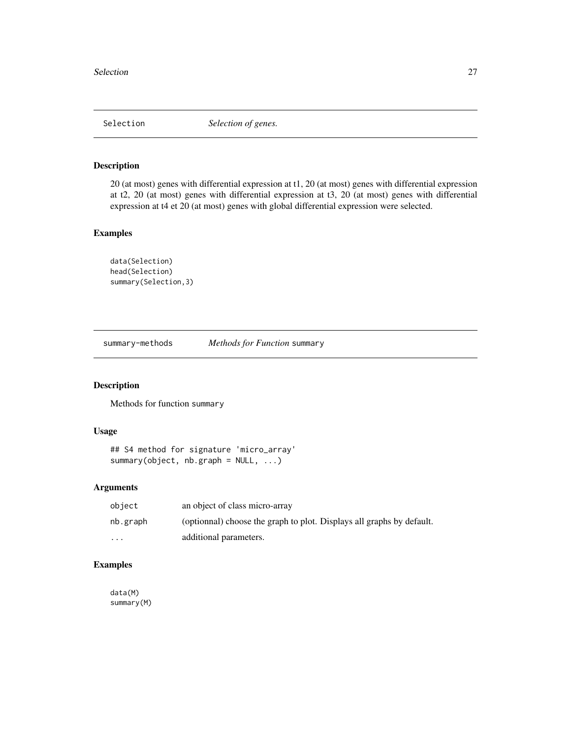## Selection — *Selection of genes.*

### Description

20 (at most) genes with differential expression at t1, 20 (at most) genes with differential expression at t2, 20 (at most) genes with differential expression at t3, 20 (at most) genes with differential expression at t4 et 20 (at most) genes with global differential expression were selected.

### Examples

```
data(Selection)
head(Selection)
summary(Selection,3)
```

## summary-methods — *Methods for Function* `summary`

### Description

Methods for function `summary`

### Usage

```
## S4 method for signature 'micro_array'
summary(object, nb.graph = NULL, ...)
```

### Arguments

| | |
|---|---|
| `object` | an object of class micro-array |
| `nb.graph` | (optionnal) choose the graph to plot. Displays all graphs by default. |
| `...` | additional parameters. |

### Examples

```
data(M)
summary(M)
```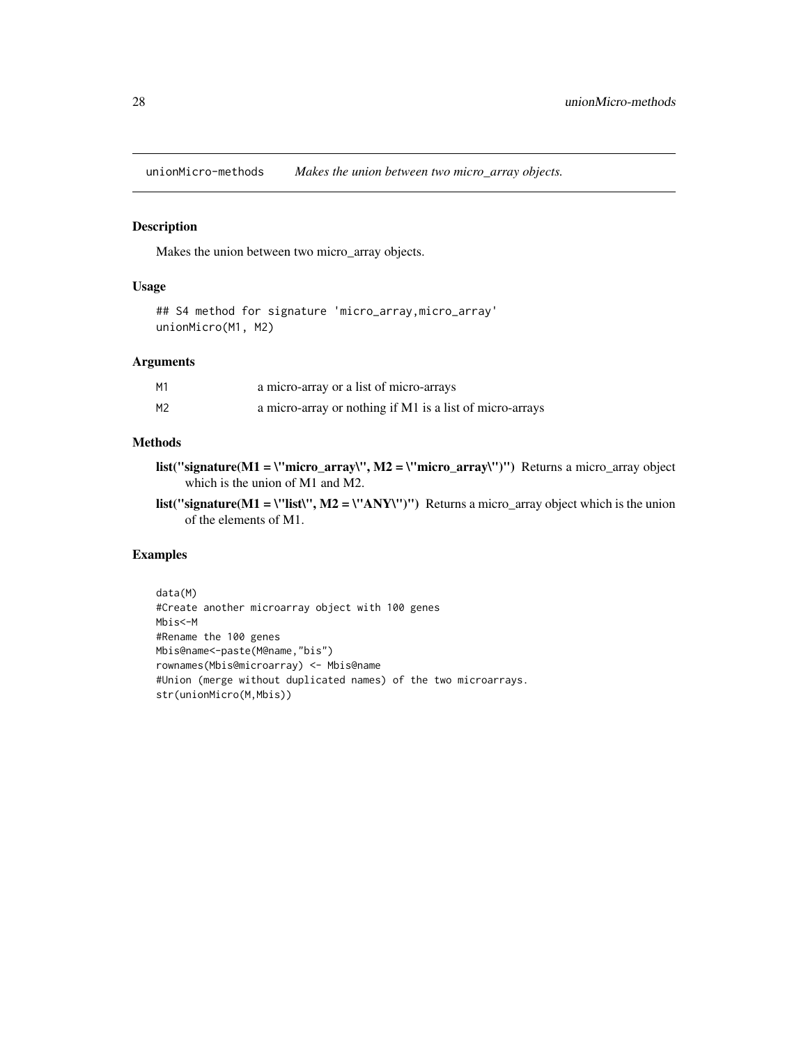# unionMicro-methods *Makes the union between two micro_array objects.*

## Description

Makes the union between two micro_array objects.

## Usage

```
## S4 method for signature 'micro_array,micro_array'
unionMicro(M1, M2)
```

## Arguments

| | |
|---|---|
| M1 | a micro-array or a list of micro-arrays |
| M2 | a micro-array or nothing if M1 is a list of micro-arrays |

## Methods

**list("signature(M1 = \"micro_array\", M2 = \"micro_array\")")** Returns a micro_array object which is the union of M1 and M2.

**list("signature(M1 = \"list\", M2 = \"ANY\")")** Returns a micro_array object which is the union of the elements of M1.

## Examples

```
data(M)
#Create another microarray object with 100 genes
Mbis<-M
#Rename the 100 genes
Mbis@name<-paste(M@name,"bis")
rownames(Mbis@microarray) <- Mbis@name
#Union (merge without duplicated names) of the two microarrays.
str(unionMicro(M,Mbis))
```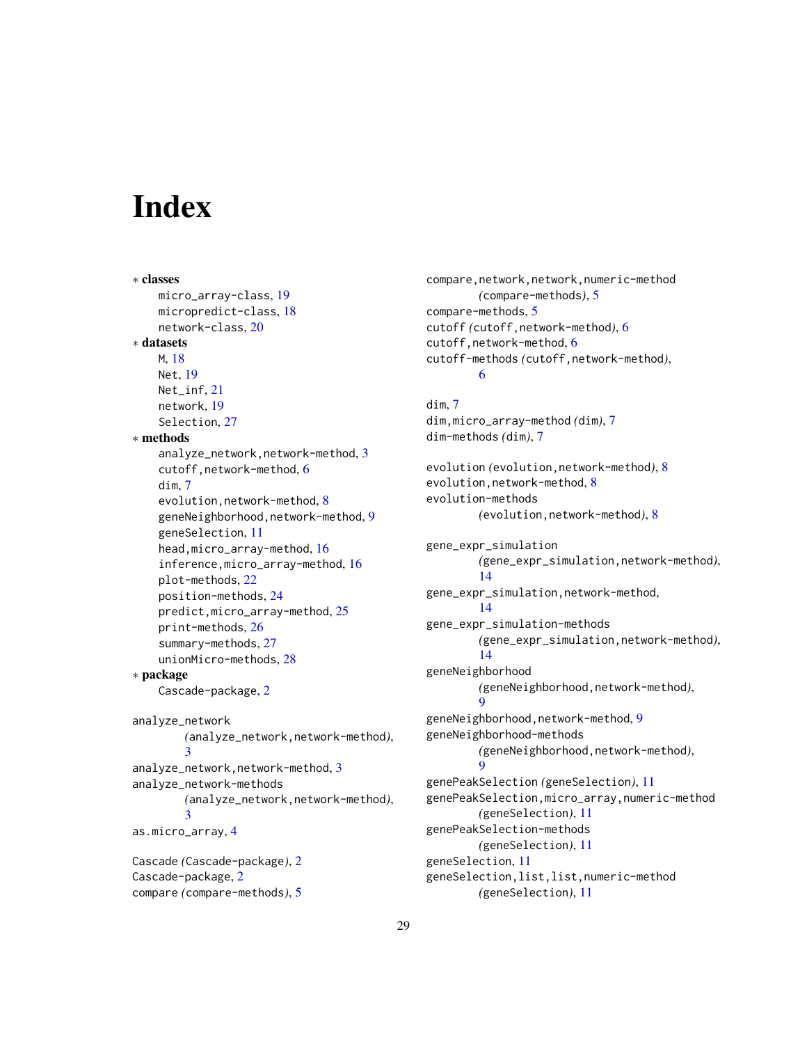# Index

∗ **classes**

micro_array-class, 19
micropredict-class, 18
network-class, 20

∗ **datasets**

M, 18
Net, 19
Net_inf, 21
network, 19
Selection, 27

∗ **methods**

analyze_network,network-method, 3
cutoff,network-method, 6
dim, 7
evolution,network-method, 8
geneNeighborhood,network-method, 9
geneSelection, 11
head,micro_array-method, 16
inference,micro_array-method, 16
plot-methods, 22
position-methods, 24
predict,micro_array-method, 25
print-methods, 26
summary-methods, 27
unionMicro-methods, 28

∗ **package**

Cascade-package, 2

analyze_network *(analyze_network,network-method)*, 3
analyze_network,network-method, 3
analyze_network-methods *(analyze_network,network-method)*, 3
as.micro_array, 4

Cascade *(Cascade-package)*, 2
Cascade-package, 2
compare *(compare-methods)*, 5
compare,network,network,numeric-method *(compare-methods)*, 5
compare-methods, 5
cutoff *(cutoff,network-method)*, 6
cutoff,network-method, 6
cutoff-methods *(cutoff,network-method)*, 6

dim, 7
dim,micro_array-method *(dim)*, 7
dim-methods *(dim)*, 7

evolution *(evolution,network-method)*, 8
evolution,network-method, 8
evolution-methods *(evolution,network-method)*, 8

gene_expr_simulation *(gene_expr_simulation,network-method)*, 14
gene_expr_simulation,network-method, 14
gene_expr_simulation-methods *(gene_expr_simulation,network-method)*, 14
geneNeighborhood *(geneNeighborhood,network-method)*, 9
geneNeighborhood,network-method, 9
geneNeighborhood-methods *(geneNeighborhood,network-method)*, 9
genePeakSelection *(geneSelection)*, 11
genePeakSelection,micro_array,numeric-method *(geneSelection)*, 11
genePeakSelection-methods *(geneSelection)*, 11
geneSelection, 11
geneSelection,list,list,numeric-method *(geneSelection)*, 11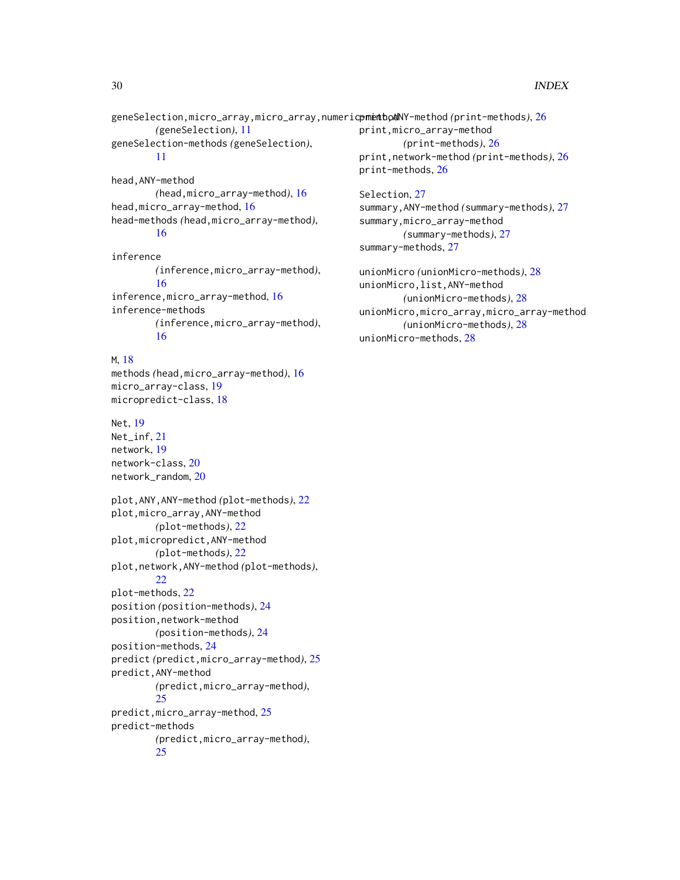geneSelection,micro_array,micro_array,numeric-method
    (geneSelection), 11
geneSelection-methods (geneSelection),
    11

head,ANY-method
    (head,micro_array-method), 16
head,micro_array-method, 16
head-methods (head,micro_array-method),
    16

inference
    (inference,micro_array-method),
    16
inference,micro_array-method, 16
inference-methods
    (inference,micro_array-method),
    16

M, 18
methods (head,micro_array-method), 16
micro_array-class, 19
micropredict-class, 18

Net, 19
Net_inf, 21
network, 19
network-class, 20
network_random, 20

plot,ANY,ANY-method (plot-methods), 22
plot,micro_array,ANY-method
    (plot-methods), 22
plot,micropredict,ANY-method
    (plot-methods), 22
plot,network,ANY-method (plot-methods),
    22
plot-methods, 22
position (position-methods), 24
position,network-method
    (position-methods), 24
position-methods, 24
predict (predict,micro_array-method), 25
predict,ANY-method
    (predict,micro_array-method),
    25
predict,micro_array-method, 25
predict-methods
    (predict,micro_array-method),
    25
print,ANY-method (print-methods), 26
print,micro_array-method
    (print-methods), 26
print,network-method (print-methods), 26
print-methods, 26

Selection, 27
summary,ANY-method (summary-methods), 27
summary,micro_array-method
    (summary-methods), 27
summary-methods, 27

unionMicro (unionMicro-methods), 28
unionMicro,list,ANY-method
    (unionMicro-methods), 28
unionMicro,micro_array,micro_array-method
    (unionMicro-methods), 28
unionMicro-methods, 28